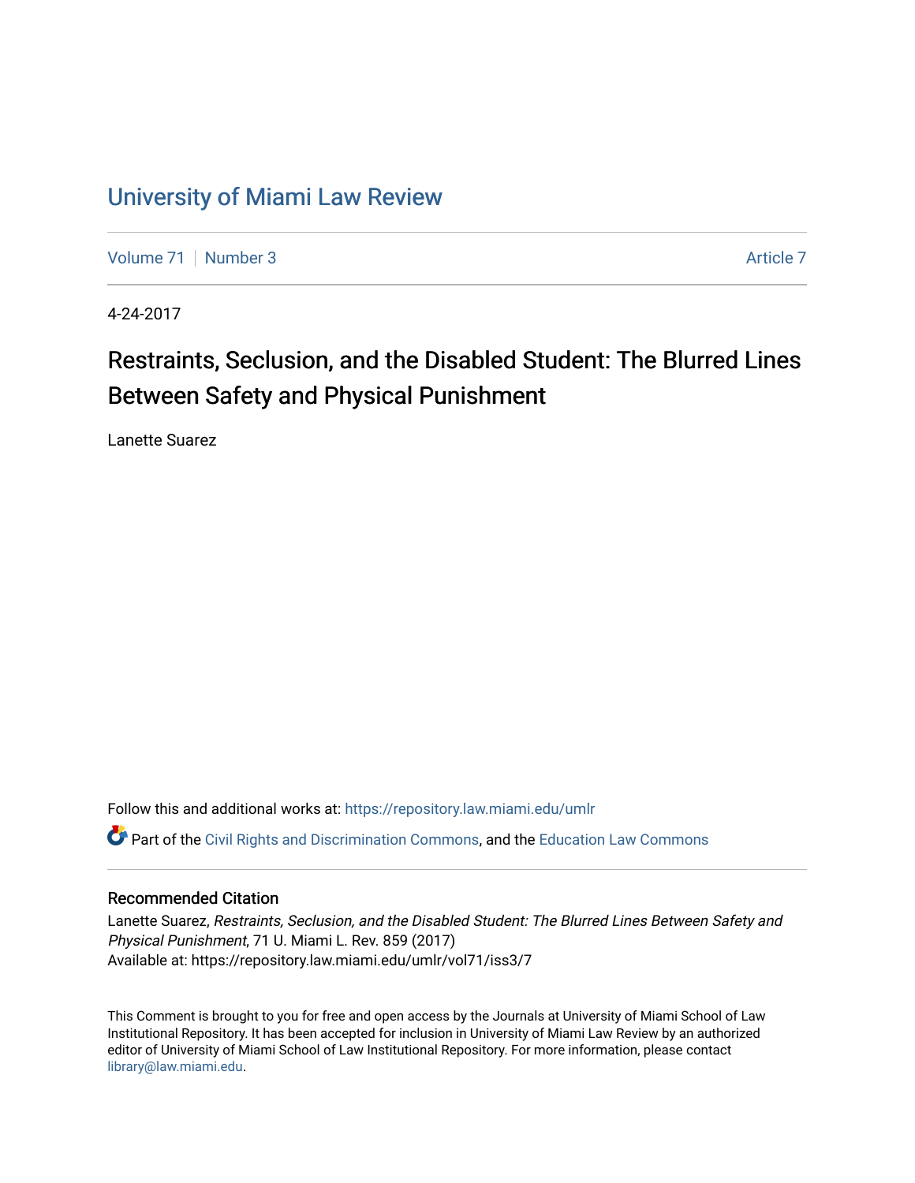# University of Miami Law Review

Volume 71 | Number 3 | Article 7

4-24-2017

## Restraints, Seclusion, and the Disabled Student: The Blurred Lines Between Safety and Physical Punishment

Lanette Suarez

Follow this and additional works at: https://repository.law.miami.edu/umlr

Part of the Civil Rights and Discrimination Commons, and the Education Law Commons

### Recommended Citation

Lanette Suarez, *Restraints, Seclusion, and the Disabled Student: The Blurred Lines Between Safety and Physical Punishment*, 71 U. Miami L. Rev. 859 (2017)
Available at: https://repository.law.miami.edu/umlr/vol71/iss3/7

This Comment is brought to you for free and open access by the Journals at University of Miami School of Law Institutional Repository. It has been accepted for inclusion in University of Miami Law Review by an authorized editor of University of Miami School of Law Institutional Repository. For more information, please contact library@law.miami.edu.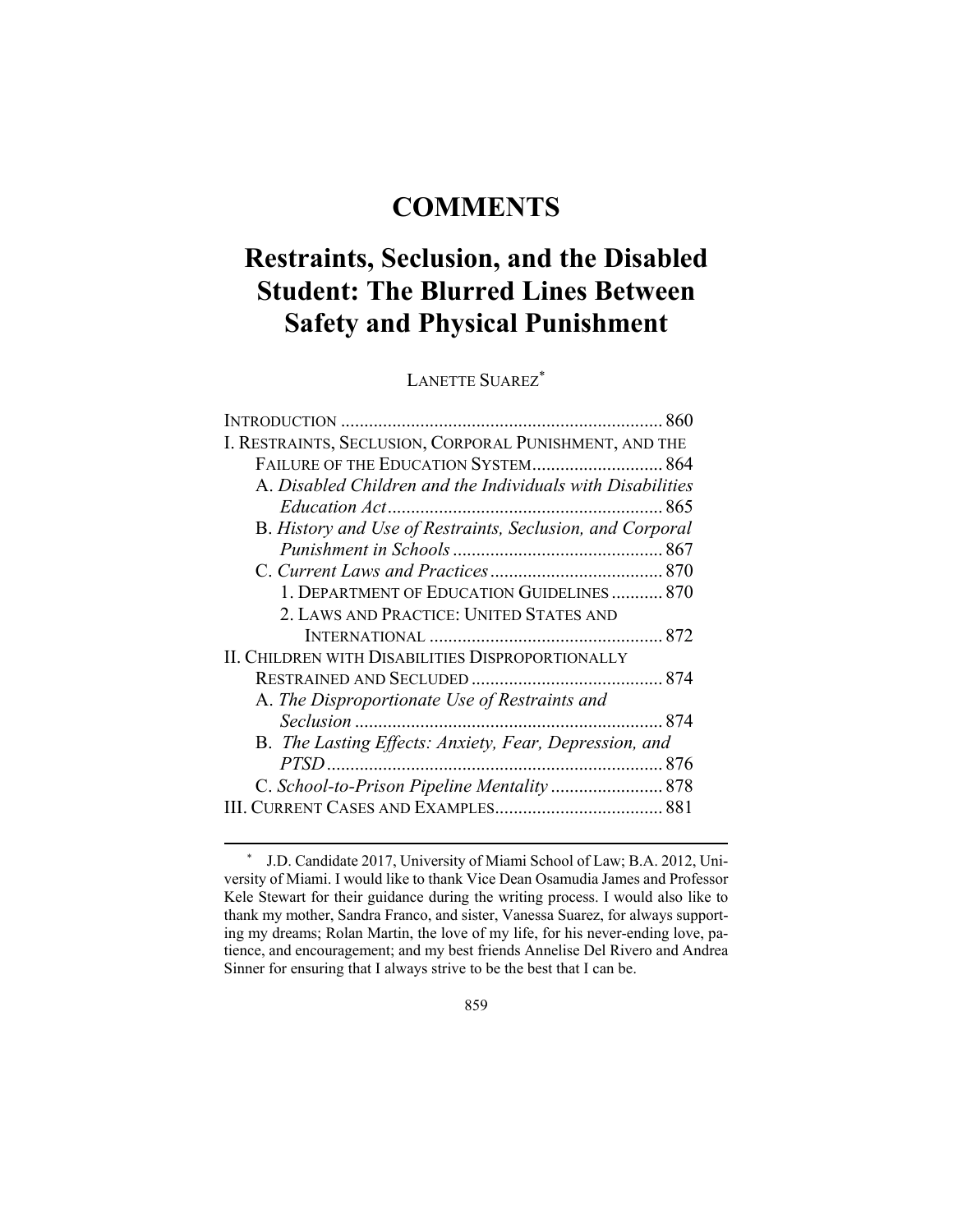# COMMENTS

# Restraints, Seclusion, and the Disabled Student: The Blurred Lines Between Safety and Physical Punishment

LANETTE SUAREZ[*]

INTRODUCTION ..................................................................... 860
I. RESTRAINTS, SECLUSION, CORPORAL PUNISHMENT, AND THE FAILURE OF THE EDUCATION SYSTEM ............................ 864
  A. *Disabled Children and the Individuals with Disabilities Education Act* ........................................................... 865
  B. *History and Use of Restraints, Seclusion, and Corporal Punishment in Schools* ............................................ 867
  C. *Current Laws and Practices* ..................................... 870
    1. DEPARTMENT OF EDUCATION GUIDELINES ........... 870
    2. LAWS AND PRACTICE: UNITED STATES AND INTERNATIONAL .................................................. 872
II. CHILDREN WITH DISABILITIES DISPROPORTIONALLY RESTRAINED AND SECLUDED ......................................... 874
  A. *The Disproportionate Use of Restraints and Seclusion* .................................................................. 874
  B. *The Lasting Effects: Anxiety, Fear, Depression, and PTSD* ........................................................................ 876
  C. *School-to-Prison Pipeline Mentality* ........................ 878
III. CURRENT CASES AND EXAMPLES.................................... 881

---

[*] J.D. Candidate 2017, University of Miami School of Law; B.A. 2012, University of Miami. I would like to thank Vice Dean Osamudia James and Professor Kele Stewart for their guidance during the writing process. I would also like to thank my mother, Sandra Franco, and sister, Vanessa Suarez, for always supporting my dreams; Rolan Martin, the love of my life, for his never-ending love, patience, and encouragement; and my best friends Annelise Del Rivero and Andrea Sinner for ensuring that I always strive to be the best that I can be.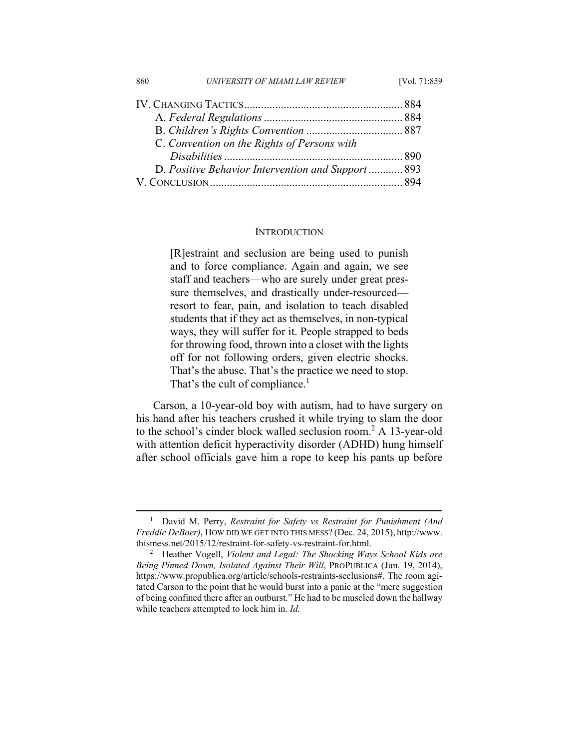IV. CHANGING TACTICS........................................................ 884
- A. *Federal Regulations* ................................................. 884
- B. *Children's Rights Convention* .................................. 887
- C. *Convention on the Rights of Persons with Disabilities* ............................................................... 890
- D. *Positive Behavior Intervention and Support* ............ 893

V. CONCLUSION.................................................................... 894

## INTRODUCTION

> [R]estraint and seclusion are being used to punish and to force compliance. Again and again, we see staff and teachers—who are surely under great pressure themselves, and drastically under-resourced—resort to fear, pain, and isolation to teach disabled students that if they act as themselves, in non-typical ways, they will suffer for it. People strapped to beds for throwing food, thrown into a closet with the lights off for not following orders, given electric shocks. That's the abuse. That's the practice we need to stop. That's the cult of compliance.[1]

Carson, a 10-year-old boy with autism, had to have surgery on his hand after his teachers crushed it while trying to slam the door to the school's cinder block walled seclusion room.[2] A 13-year-old with attention deficit hyperactivity disorder (ADHD) hung himself after school officials gave him a rope to keep his pants up before

---

[1] David M. Perry, *Restraint for Safety vs Restraint for Punishment (And Freddie DeBoer)*, HOW DID WE GET INTO THIS MESS? (Dec. 24, 2015), http://www.thismess.net/2015/12/restraint-for-safety-vs-restraint-for.html.

[2] Heather Vogell, *Violent and Legal: The Shocking Ways School Kids are Being Pinned Down, Isolated Against Their Will*, PROPUBLICA (Jun. 19, 2014), https://www.propublica.org/article/schools-restraints-seclusions#. The room agitated Carson to the point that he would burst into a panic at the "mere suggestion of being confined there after an outburst." He had to be muscled down the hallway while teachers attempted to lock him in. *Id.*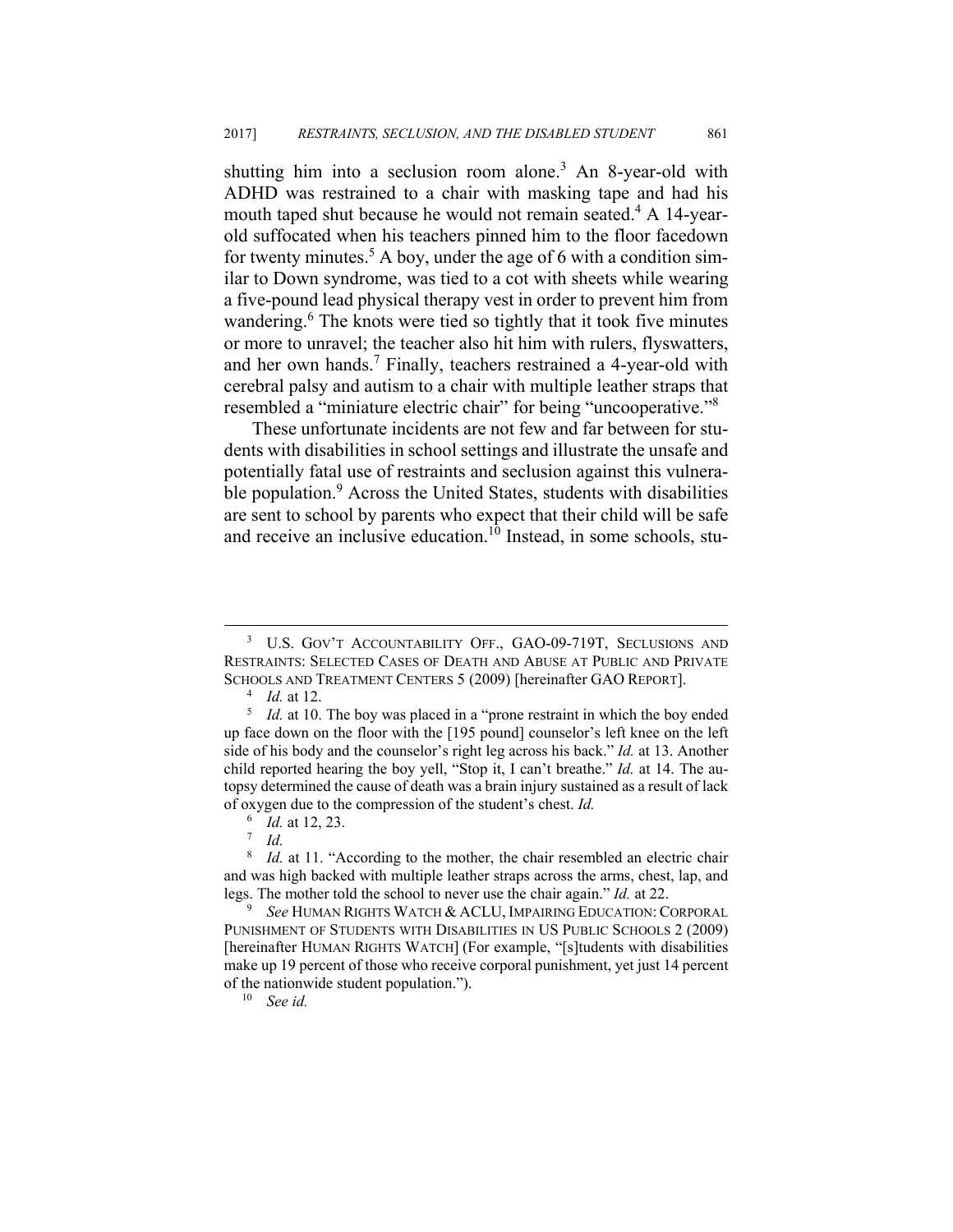shutting him into a seclusion room alone.[3] An 8-year-old with ADHD was restrained to a chair with masking tape and had his mouth taped shut because he would not remain seated.[4] A 14-year-old suffocated when his teachers pinned him to the floor facedown for twenty minutes.[5] A boy, under the age of 6 with a condition similar to Down syndrome, was tied to a cot with sheets while wearing a five-pound lead physical therapy vest in order to prevent him from wandering.[6] The knots were tied so tightly that it took five minutes or more to unravel; the teacher also hit him with rulers, flyswatters, and her own hands.[7] Finally, teachers restrained a 4-year-old with cerebral palsy and autism to a chair with multiple leather straps that resembled a "miniature electric chair" for being "uncooperative."[8]

These unfortunate incidents are not few and far between for students with disabilities in school settings and illustrate the unsafe and potentially fatal use of restraints and seclusion against this vulnerable population.[9] Across the United States, students with disabilities are sent to school by parents who expect that their child will be safe and receive an inclusive education.[10] Instead, in some schools, stu-

---

[3] U.S. GOV'T ACCOUNTABILITY OFF., GAO-09-719T, SECLUSIONS AND RESTRAINTS: SELECTED CASES OF DEATH AND ABUSE AT PUBLIC AND PRIVATE SCHOOLS AND TREATMENT CENTERS 5 (2009) [hereinafter GAO REPORT].

[4] *Id.* at 12.

[5] *Id.* at 10. The boy was placed in a "prone restraint in which the boy ended up face down on the floor with the [195 pound] counselor's left knee on the left side of his body and the counselor's right leg across his back." *Id.* at 13. Another child reported hearing the boy yell, "Stop it, I can't breathe." *Id.* at 14. The autopsy determined the cause of death was a brain injury sustained as a result of lack of oxygen due to the compression of the student's chest. *Id.*

[6] *Id.* at 12, 23.

[7] *Id.*

[8] *Id.* at 11. "According to the mother, the chair resembled an electric chair and was high backed with multiple leather straps across the arms, chest, lap, and legs. The mother told the school to never use the chair again." *Id.* at 22.

[9] *See* HUMAN RIGHTS WATCH & ACLU, IMPAIRING EDUCATION: CORPORAL PUNISHMENT OF STUDENTS WITH DISABILITIES IN US PUBLIC SCHOOLS 2 (2009) [hereinafter HUMAN RIGHTS WATCH] (For example, "[s]tudents with disabilities make up 19 percent of those who receive corporal punishment, yet just 14 percent of the nationwide student population.").

[10] *See id.*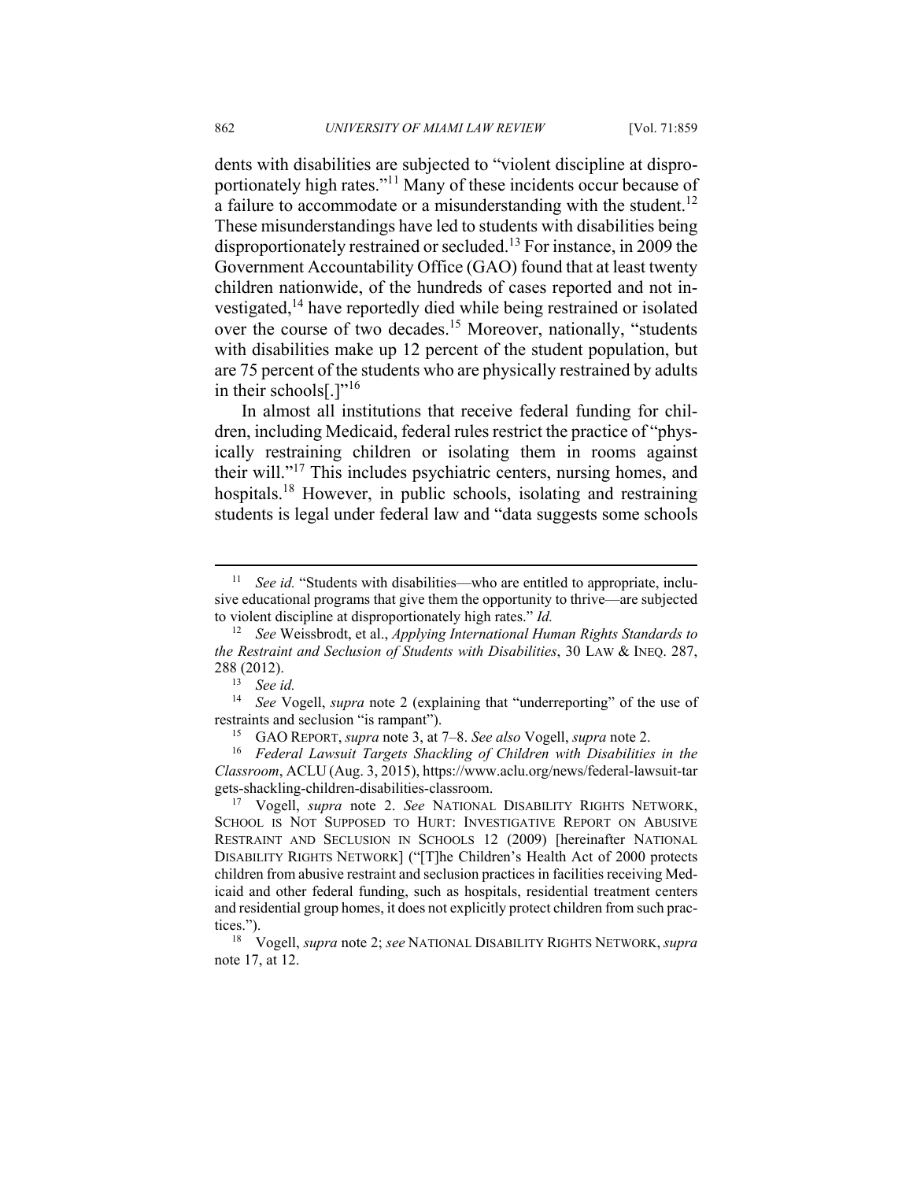dents with disabilities are subjected to "violent discipline at disproportionately high rates."[11] Many of these incidents occur because of a failure to accommodate or a misunderstanding with the student.[12] These misunderstandings have led to students with disabilities being disproportionately restrained or secluded.[13] For instance, in 2009 the Government Accountability Office (GAO) found that at least twenty children nationwide, of the hundreds of cases reported and not investigated,[14] have reportedly died while being restrained or isolated over the course of two decades.[15] Moreover, nationally, "students with disabilities make up 12 percent of the student population, but are 75 percent of the students who are physically restrained by adults in their schools[.]"[16]

In almost all institutions that receive federal funding for children, including Medicaid, federal rules restrict the practice of "physically restraining children or isolating them in rooms against their will."[17] This includes psychiatric centers, nursing homes, and hospitals.[18] However, in public schools, isolating and restraining students is legal under federal law and "data suggests some schools

---

[11] *See id.* "Students with disabilities—who are entitled to appropriate, inclusive educational programs that give them the opportunity to thrive—are subjected to violent discipline at disproportionately high rates." *Id.*

[12] *See* Weissbrodt, et al., *Applying International Human Rights Standards to the Restraint and Seclusion of Students with Disabilities*, 30 LAW & INEQ. 287, 288 (2012).

[13] *See id.*

[14] *See* Vogell, *supra* note 2 (explaining that "underreporting" of the use of restraints and seclusion "is rampant").

[15] GAO REPORT, *supra* note 3, at 7–8. *See also* Vogell, *supra* note 2.

[16] *Federal Lawsuit Targets Shackling of Children with Disabilities in the Classroom*, ACLU (Aug. 3, 2015), https://www.aclu.org/news/federal-lawsuit-targets-shackling-children-disabilities-classroom.

[17] Vogell, *supra* note 2. *See* NATIONAL DISABILITY RIGHTS NETWORK, SCHOOL IS NOT SUPPOSED TO HURT: INVESTIGATIVE REPORT ON ABUSIVE RESTRAINT AND SECLUSION IN SCHOOLS 12 (2009) [hereinafter NATIONAL DISABILITY RIGHTS NETWORK] ("[T]he Children's Health Act of 2000 protects children from abusive restraint and seclusion practices in facilities receiving Medicaid and other federal funding, such as hospitals, residential treatment centers and residential group homes, it does not explicitly protect children from such practices.").

[18] Vogell, *supra* note 2; *see* NATIONAL DISABILITY RIGHTS NETWORK, *supra* note 17, at 12.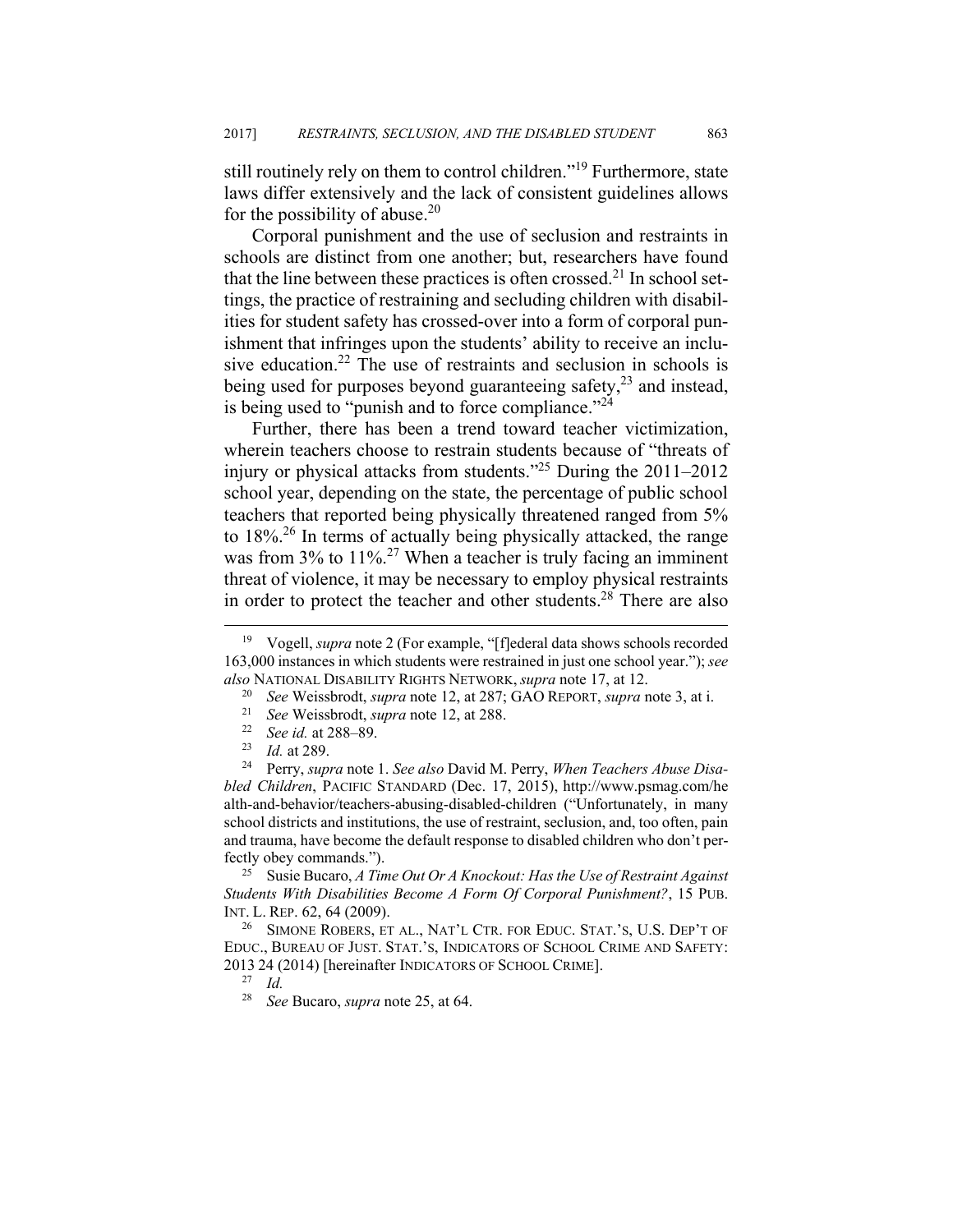still routinely rely on them to control children."[19] Furthermore, state laws differ extensively and the lack of consistent guidelines allows for the possibility of abuse.[20]

Corporal punishment and the use of seclusion and restraints in schools are distinct from one another; but, researchers have found that the line between these practices is often crossed.[21] In school settings, the practice of restraining and secluding children with disabilities for student safety has crossed-over into a form of corporal punishment that infringes upon the students' ability to receive an inclusive education.[22] The use of restraints and seclusion in schools is being used for purposes beyond guaranteeing safety,[23] and instead, is being used to "punish and to force compliance."[24]

Further, there has been a trend toward teacher victimization, wherein teachers choose to restrain students because of "threats of injury or physical attacks from students."[25] During the 2011–2012 school year, depending on the state, the percentage of public school teachers that reported being physically threatened ranged from 5% to 18%.[26] In terms of actually being physically attacked, the range was from 3% to 11%.[27] When a teacher is truly facing an imminent threat of violence, it may be necessary to employ physical restraints in order to protect the teacher and other students.[28] There are also

---

[19] Vogell, *supra* note 2 (For example, "[f]ederal data shows schools recorded 163,000 instances in which students were restrained in just one school year."); *see also* NATIONAL DISABILITY RIGHTS NETWORK, *supra* note 17, at 12.

[20] *See* Weissbrodt, *supra* note 12, at 287; GAO REPORT, *supra* note 3, at i.

[21] *See* Weissbrodt, *supra* note 12, at 288.

[22] *See id.* at 288–89.

[23] *Id.* at 289.

[24] Perry, *supra* note 1. *See also* David M. Perry, *When Teachers Abuse Disabled Children*, PACIFIC STANDARD (Dec. 17, 2015), http://www.psmag.com/health-and-behavior/teachers-abusing-disabled-children ("Unfortunately, in many school districts and institutions, the use of restraint, seclusion, and, too often, pain and trauma, have become the default response to disabled children who don't perfectly obey commands.").

[25] Susie Bucaro, *A Time Out Or A Knockout: Has the Use of Restraint Against Students With Disabilities Become A Form Of Corporal Punishment?*, 15 PUB. INT. L. REP. 62, 64 (2009).

[26] SIMONE ROBERS, ET AL., NAT'L CTR. FOR EDUC. STAT.'S, U.S. DEP'T OF EDUC., BUREAU OF JUST. STAT.'S, INDICATORS OF SCHOOL CRIME AND SAFETY: 2013 24 (2014) [hereinafter INDICATORS OF SCHOOL CRIME].

[27] *Id.*

[28] *See* Bucaro, *supra* note 25, at 64.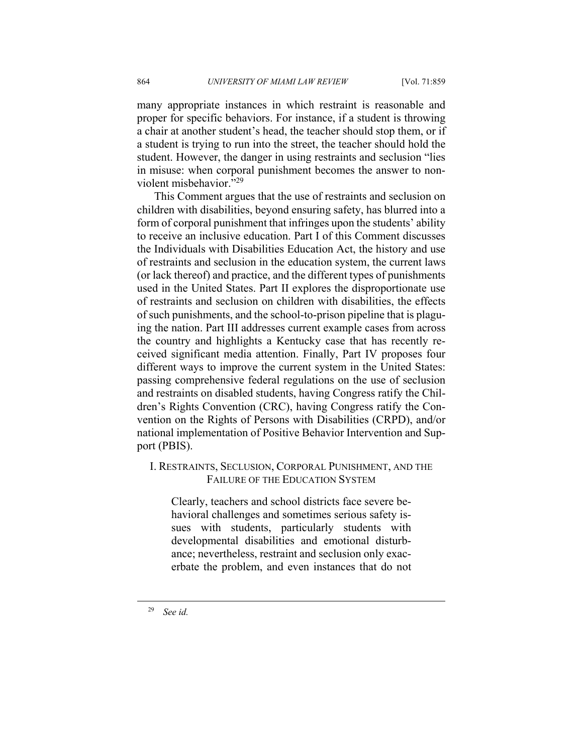many appropriate instances in which restraint is reasonable and proper for specific behaviors. For instance, if a student is throwing a chair at another student's head, the teacher should stop them, or if a student is trying to run into the street, the teacher should hold the student. However, the danger in using restraints and seclusion "lies in misuse: when corporal punishment becomes the answer to non-violent misbehavior."[29]

This Comment argues that the use of restraints and seclusion on children with disabilities, beyond ensuring safety, has blurred into a form of corporal punishment that infringes upon the students' ability to receive an inclusive education. Part I of this Comment discusses the Individuals with Disabilities Education Act, the history and use of restraints and seclusion in the education system, the current laws (or lack thereof) and practice, and the different types of punishments used in the United States. Part II explores the disproportionate use of restraints and seclusion on children with disabilities, the effects of such punishments, and the school-to-prison pipeline that is plaguing the nation. Part III addresses current example cases from across the country and highlights a Kentucky case that has recently received significant media attention. Finally, Part IV proposes four different ways to improve the current system in the United States: passing comprehensive federal regulations on the use of seclusion and restraints on disabled students, having Congress ratify the Children's Rights Convention (CRC), having Congress ratify the Convention on the Rights of Persons with Disabilities (CRPD), and/or national implementation of Positive Behavior Intervention and Support (PBIS).

## I. Restraints, Seclusion, Corporal Punishment, and the Failure of the Education System

> Clearly, teachers and school districts face severe behavioral challenges and sometimes serious safety issues with students, particularly students with developmental disabilities and emotional disturbance; nevertheless, restraint and seclusion only exacerbate the problem, and even instances that do not

[29] *See id.*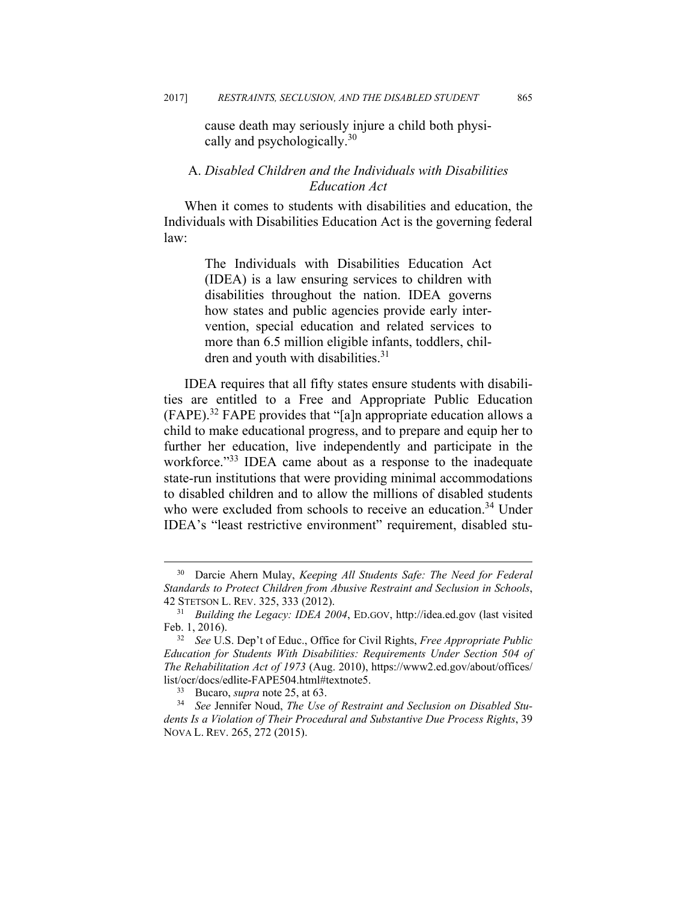> cause death may seriously injure a child both physically and psychologically.[30]

### A. *Disabled Children and the Individuals with Disabilities Education Act*

When it comes to students with disabilities and education, the Individuals with Disabilities Education Act is the governing federal law:

> The Individuals with Disabilities Education Act (IDEA) is a law ensuring services to children with disabilities throughout the nation. IDEA governs how states and public agencies provide early intervention, special education and related services to more than 6.5 million eligible infants, toddlers, children and youth with disabilities.[31]

IDEA requires that all fifty states ensure students with disabilities are entitled to a Free and Appropriate Public Education (FAPE).[32] FAPE provides that "[a]n appropriate education allows a child to make educational progress, and to prepare and equip her to further her education, live independently and participate in the workforce."[33] IDEA came about as a response to the inadequate state-run institutions that were providing minimal accommodations to disabled children and to allow the millions of disabled students who were excluded from schools to receive an education.[34] Under IDEA's "least restrictive environment" requirement, disabled stu-

---

[30] Darcie Ahern Mulay, *Keeping All Students Safe: The Need for Federal Standards to Protect Children from Abusive Restraint and Seclusion in Schools*, 42 STETSON L. REV. 325, 333 (2012).

[31] *Building the Legacy: IDEA 2004*, ED.GOV, http://idea.ed.gov (last visited Feb. 1, 2016).

[32] *See* U.S. Dep't of Educ., Office for Civil Rights, *Free Appropriate Public Education for Students With Disabilities: Requirements Under Section 504 of The Rehabilitation Act of 1973* (Aug. 2010), https://www2.ed.gov/about/offices/list/ocr/docs/edlite-FAPE504.html#textnote5.

[33] Bucaro, *supra* note 25, at 63.

[34] *See* Jennifer Noud, *The Use of Restraint and Seclusion on Disabled Students Is a Violation of Their Procedural and Substantive Due Process Rights*, 39 NOVA L. REV. 265, 272 (2015).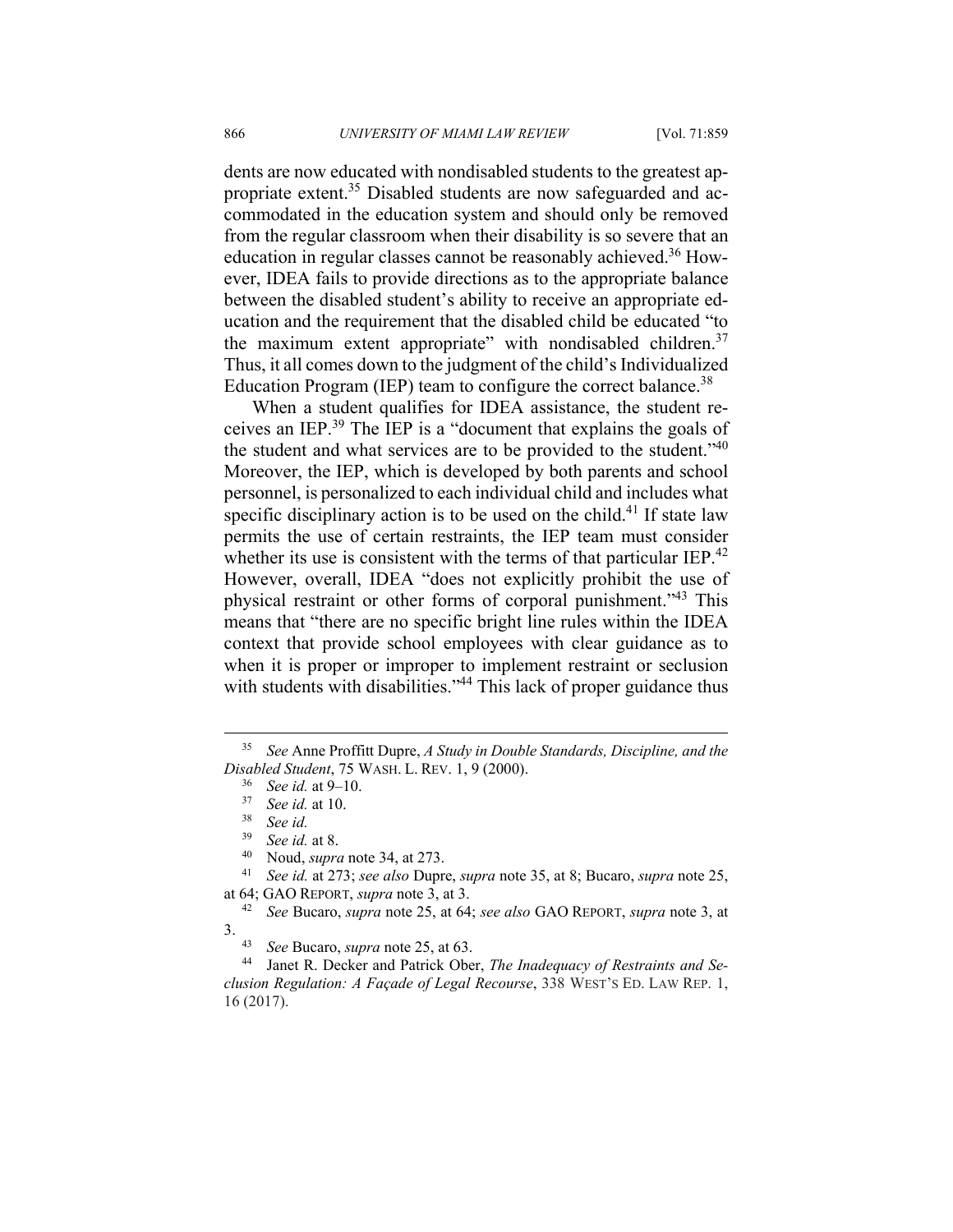dents are now educated with nondisabled students to the greatest appropriate extent.[35] Disabled students are now safeguarded and accommodated in the education system and should only be removed from the regular classroom when their disability is so severe that an education in regular classes cannot be reasonably achieved.[36] However, IDEA fails to provide directions as to the appropriate balance between the disabled student's ability to receive an appropriate education and the requirement that the disabled child be educated "to the maximum extent appropriate" with nondisabled children.[37] Thus, it all comes down to the judgment of the child's Individualized Education Program (IEP) team to configure the correct balance.[38]

When a student qualifies for IDEA assistance, the student receives an IEP.[39] The IEP is a "document that explains the goals of the student and what services are to be provided to the student."[40] Moreover, the IEP, which is developed by both parents and school personnel, is personalized to each individual child and includes what specific disciplinary action is to be used on the child.[41] If state law permits the use of certain restraints, the IEP team must consider whether its use is consistent with the terms of that particular IEP.[42] However, overall, IDEA "does not explicitly prohibit the use of physical restraint or other forms of corporal punishment."[43] This means that "there are no specific bright line rules within the IDEA context that provide school employees with clear guidance as to when it is proper or improper to implement restraint or seclusion with students with disabilities."[44] This lack of proper guidance thus

---

[35] *See* Anne Proffitt Dupre, *A Study in Double Standards, Discipline, and the Disabled Student*, 75 WASH. L. REV. 1, 9 (2000).

[36] *See id.* at 9–10.

[37] *See id.* at 10.

[38] *See id.*

[39] *See id.* at 8.

[40] Noud, *supra* note 34, at 273.

[41] *See id.* at 273; *see also* Dupre, *supra* note 35, at 8; Bucaro, *supra* note 25, at 64; GAO REPORT, *supra* note 3, at 3.

[42] *See* Bucaro, *supra* note 25, at 64; *see also* GAO REPORT, *supra* note 3, at 3.

[43] *See* Bucaro, *supra* note 25, at 63.

[44] Janet R. Decker and Patrick Ober, *The Inadequacy of Restraints and Seclusion Regulation: A Façade of Legal Recourse*, 338 WEST'S ED. LAW REP. 1, 16 (2017).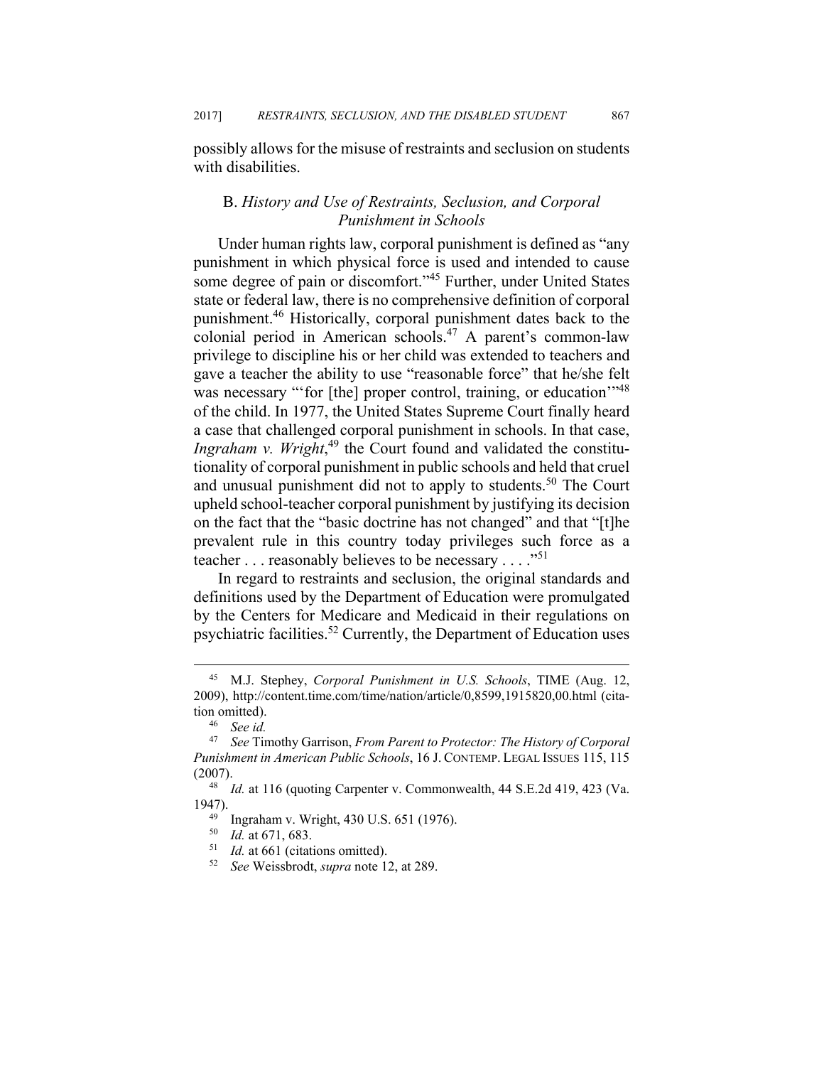possibly allows for the misuse of restraints and seclusion on students with disabilities.

### B. *History and Use of Restraints, Seclusion, and Corporal Punishment in Schools*

Under human rights law, corporal punishment is defined as "any punishment in which physical force is used and intended to cause some degree of pain or discomfort."[45] Further, under United States state or federal law, there is no comprehensive definition of corporal punishment.[46] Historically, corporal punishment dates back to the colonial period in American schools.[47] A parent's common-law privilege to discipline his or her child was extended to teachers and gave a teacher the ability to use "reasonable force" that he/she felt was necessary "'for [the] proper control, training, or education'"[48] of the child. In 1977, the United States Supreme Court finally heard a case that challenged corporal punishment in schools. In that case, *Ingraham v. Wright*,[49] the Court found and validated the constitutionality of corporal punishment in public schools and held that cruel and unusual punishment did not to apply to students.[50] The Court upheld school-teacher corporal punishment by justifying its decision on the fact that the "basic doctrine has not changed" and that "[t]he prevalent rule in this country today privileges such force as a teacher . . . reasonably believes to be necessary . . . ."[51]

In regard to restraints and seclusion, the original standards and definitions used by the Department of Education were promulgated by the Centers for Medicare and Medicaid in their regulations on psychiatric facilities.[52] Currently, the Department of Education uses

---

[45] M.J. Stephey, *Corporal Punishment in U.S. Schools*, TIME (Aug. 12, 2009), http://content.time.com/time/nation/article/0,8599,1915820,00.html (citation omitted).

[46] *See id.*

[47] *See* Timothy Garrison, *From Parent to Protector: The History of Corporal Punishment in American Public Schools*, 16 J. CONTEMP. LEGAL ISSUES 115, 115 (2007).

[48] *Id.* at 116 (quoting Carpenter v. Commonwealth, 44 S.E.2d 419, 423 (Va. 1947).

[49] Ingraham v. Wright, 430 U.S. 651 (1976).

[50] *Id.* at 671, 683.

[51] *Id.* at 661 (citations omitted).

[52] *See* Weissbrodt, *supra* note 12, at 289.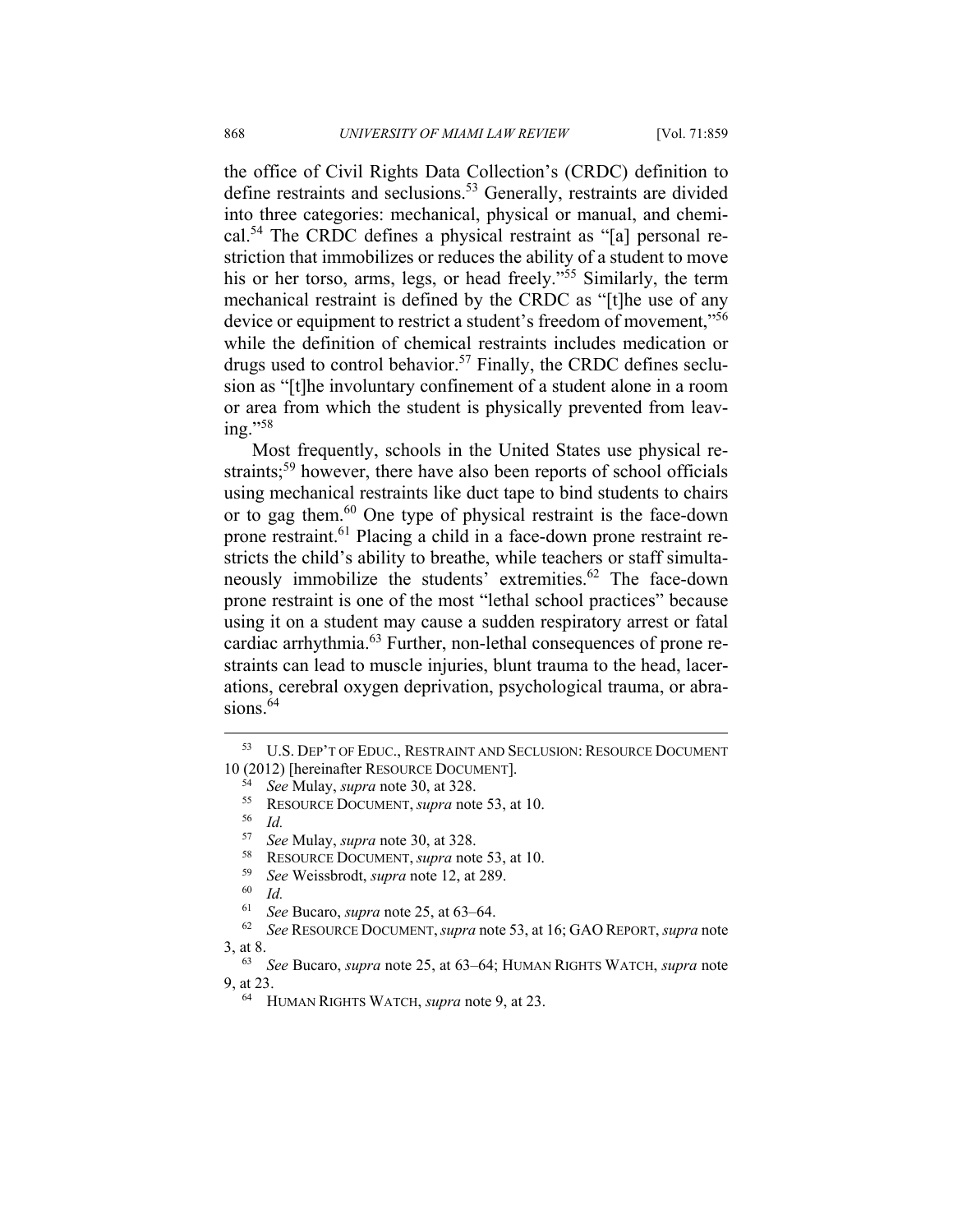the office of Civil Rights Data Collection's (CRDC) definition to define restraints and seclusions.[53] Generally, restraints are divided into three categories: mechanical, physical or manual, and chemical.[54] The CRDC defines a physical restraint as "[a] personal restriction that immobilizes or reduces the ability of a student to move his or her torso, arms, legs, or head freely."[55] Similarly, the term mechanical restraint is defined by the CRDC as "[t]he use of any device or equipment to restrict a student's freedom of movement,"[56] while the definition of chemical restraints includes medication or drugs used to control behavior.[57] Finally, the CRDC defines seclusion as "[t]he involuntary confinement of a student alone in a room or area from which the student is physically prevented from leaving."[58]

Most frequently, schools in the United States use physical restraints;[59] however, there have also been reports of school officials using mechanical restraints like duct tape to bind students to chairs or to gag them.[60] One type of physical restraint is the face-down prone restraint.[61] Placing a child in a face-down prone restraint restricts the child's ability to breathe, while teachers or staff simultaneously immobilize the students' extremities.[62] The face-down prone restraint is one of the most "lethal school practices" because using it on a student may cause a sudden respiratory arrest or fatal cardiac arrhythmia.[63] Further, non-lethal consequences of prone restraints can lead to muscle injuries, blunt trauma to the head, lacerations, cerebral oxygen deprivation, psychological trauma, or abrasions.[64]

---

[53] U.S. DEP'T OF EDUC., RESTRAINT AND SECLUSION: RESOURCE DOCUMENT 10 (2012) [hereinafter RESOURCE DOCUMENT].

[54] *See* Mulay, *supra* note 30, at 328.

[55] RESOURCE DOCUMENT, *supra* note 53, at 10.

[56] *Id.*

[57] *See* Mulay, *supra* note 30, at 328.

[58] RESOURCE DOCUMENT, *supra* note 53, at 10.

[59] *See* Weissbrodt, *supra* note 12, at 289.

[60] *Id.*

[61] *See* Bucaro, *supra* note 25, at 63–64.

[62] *See* RESOURCE DOCUMENT, *supra* note 53, at 16; GAO REPORT, *supra* note 3, at 8.

[63] *See* Bucaro, *supra* note 25, at 63–64; HUMAN RIGHTS WATCH, *supra* note 9, at 23.

[64] HUMAN RIGHTS WATCH, *supra* note 9, at 23.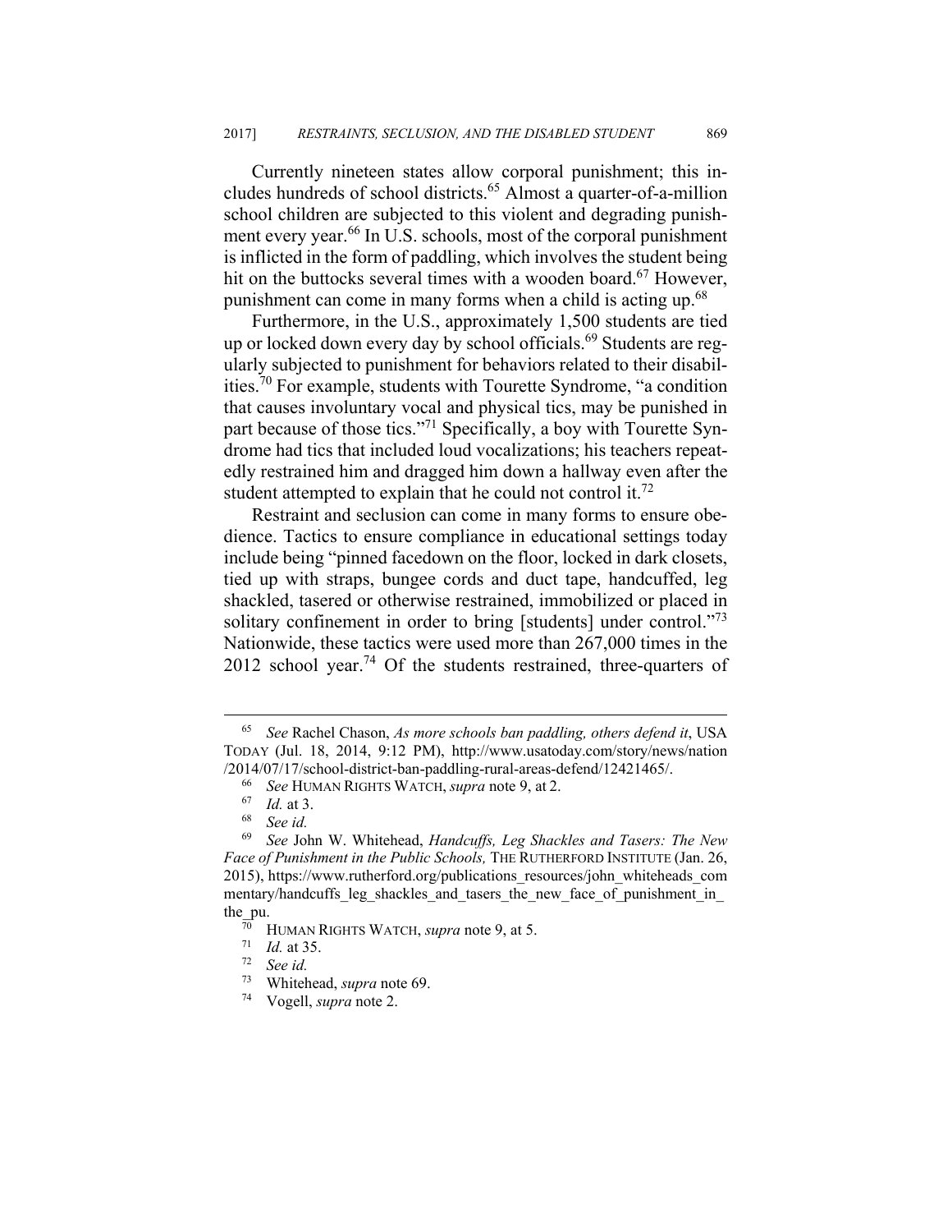Currently nineteen states allow corporal punishment; this includes hundreds of school districts.[65] Almost a quarter-of-a-million school children are subjected to this violent and degrading punishment every year.[66] In U.S. schools, most of the corporal punishment is inflicted in the form of paddling, which involves the student being hit on the buttocks several times with a wooden board.[67] However, punishment can come in many forms when a child is acting up.[68]

Furthermore, in the U.S., approximately 1,500 students are tied up or locked down every day by school officials.[69] Students are regularly subjected to punishment for behaviors related to their disabilities.[70] For example, students with Tourette Syndrome, "a condition that causes involuntary vocal and physical tics, may be punished in part because of those tics."[71] Specifically, a boy with Tourette Syndrome had tics that included loud vocalizations; his teachers repeatedly restrained him and dragged him down a hallway even after the student attempted to explain that he could not control it.[72]

Restraint and seclusion can come in many forms to ensure obedience. Tactics to ensure compliance in educational settings today include being "pinned facedown on the floor, locked in dark closets, tied up with straps, bungee cords and duct tape, handcuffed, leg shackled, tasered or otherwise restrained, immobilized or placed in solitary confinement in order to bring [students] under control."[73] Nationwide, these tactics were used more than 267,000 times in the 2012 school year.[74] Of the students restrained, three-quarters of

---

[65] *See* Rachel Chason, *As more schools ban paddling, others defend it*, USA TODAY (Jul. 18, 2014, 9:12 PM), http://www.usatoday.com/story/news/nation/2014/07/17/school-district-ban-paddling-rural-areas-defend/12421465/.

[66] *See* HUMAN RIGHTS WATCH, *supra* note 9, at 2.

[67] *Id.* at 3.

[68] *See id.*

[69] *See* John W. Whitehead, *Handcuffs, Leg Shackles and Tasers: The New Face of Punishment in the Public Schools,* THE RUTHERFORD INSTITUTE (Jan. 26, 2015), https://www.rutherford.org/publications_resources/john_whiteheads_commentary/handcuffs_leg_shackles_and_tasers_the_new_face_of_punishment_in_the_pu.

[70] HUMAN RIGHTS WATCH, *supra* note 9, at 5.

[71] *Id.* at 35.

[72] *See id.*

[73] Whitehead, *supra* note 69.

[74] Vogell, *supra* note 2.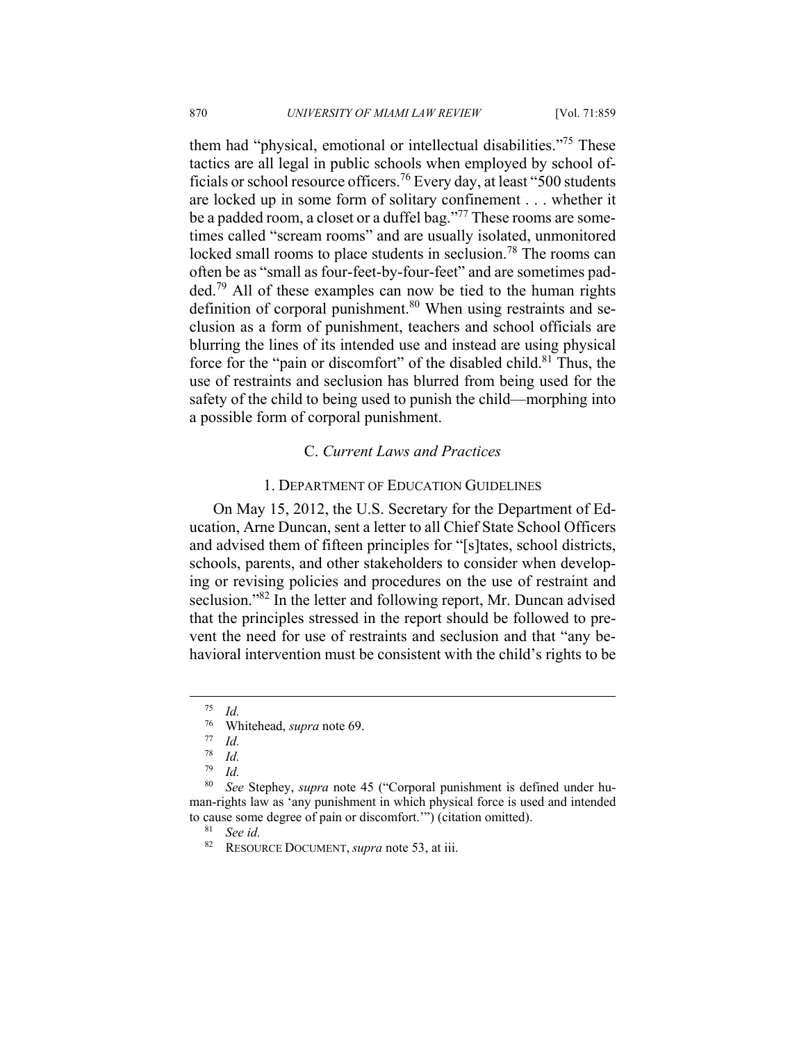them had "physical, emotional or intellectual disabilities."[75] These tactics are all legal in public schools when employed by school officials or school resource officers.[76] Every day, at least "500 students are locked up in some form of solitary confinement . . . whether it be a padded room, a closet or a duffel bag."[77] These rooms are sometimes called "scream rooms" and are usually isolated, unmonitored locked small rooms to place students in seclusion.[78] The rooms can often be as "small as four-feet-by-four-feet" and are sometimes padded.[79] All of these examples can now be tied to the human rights definition of corporal punishment.[80] When using restraints and seclusion as a form of punishment, teachers and school officials are blurring the lines of its intended use and instead are using physical force for the "pain or discomfort" of the disabled child.[81] Thus, the use of restraints and seclusion has blurred from being used for the safety of the child to being used to punish the child—morphing into a possible form of corporal punishment.

### C. *Current Laws and Practices*

#### 1. Department of Education Guidelines

On May 15, 2012, the U.S. Secretary for the Department of Education, Arne Duncan, sent a letter to all Chief State School Officers and advised them of fifteen principles for "[s]tates, school districts, schools, parents, and other stakeholders to consider when developing or revising policies and procedures on the use of restraint and seclusion."[82] In the letter and following report, Mr. Duncan advised that the principles stressed in the report should be followed to prevent the need for use of restraints and seclusion and that "any behavioral intervention must be consistent with the child's rights to be

---

[75] *Id.*

[76] Whitehead, *supra* note 69.

[77] *Id.*

[78] *Id.*

[79] *Id.*

[80] *See* Stephey, *supra* note 45 ("Corporal punishment is defined under human-rights law as 'any punishment in which physical force is used and intended to cause some degree of pain or discomfort.'") (citation omitted).

[81] *See id.*

[82] Resource Document, *supra* note 53, at iii.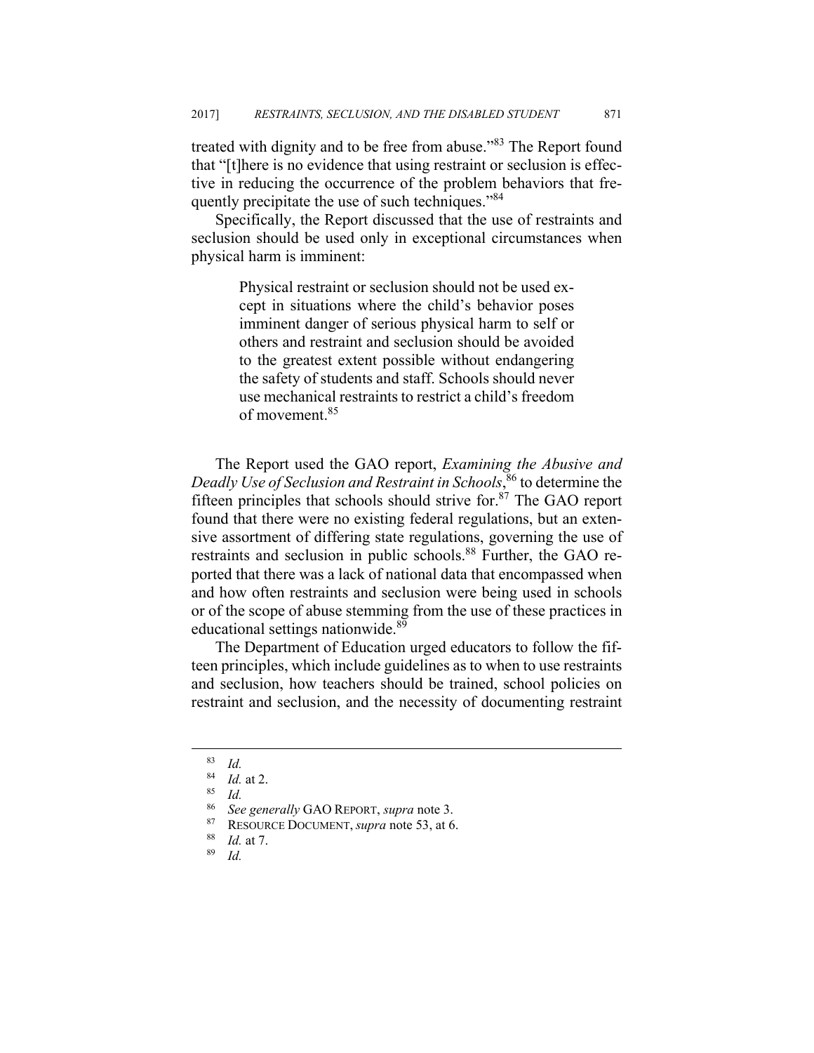treated with dignity and to be free from abuse."[83] The Report found that "[t]here is no evidence that using restraint or seclusion is effective in reducing the occurrence of the problem behaviors that frequently precipitate the use of such techniques."[84]

Specifically, the Report discussed that the use of restraints and seclusion should be used only in exceptional circumstances when physical harm is imminent:

> Physical restraint or seclusion should not be used except in situations where the child's behavior poses imminent danger of serious physical harm to self or others and restraint and seclusion should be avoided to the greatest extent possible without endangering the safety of students and staff. Schools should never use mechanical restraints to restrict a child's freedom of movement.[85]

The Report used the GAO report, *Examining the Abusive and Deadly Use of Seclusion and Restraint in Schools*,[86] to determine the fifteen principles that schools should strive for.[87] The GAO report found that there were no existing federal regulations, but an extensive assortment of differing state regulations, governing the use of restraints and seclusion in public schools.[88] Further, the GAO reported that there was a lack of national data that encompassed when and how often restraints and seclusion were being used in schools or of the scope of abuse stemming from the use of these practices in educational settings nationwide.[89]

The Department of Education urged educators to follow the fifteen principles, which include guidelines as to when to use restraints and seclusion, how teachers should be trained, school policies on restraint and seclusion, and the necessity of documenting restraint

---

[83] *Id.*

[84] *Id.* at 2.

[85] *Id.*

[86] *See generally* GAO REPORT, *supra* note 3.

[87] RESOURCE DOCUMENT, *supra* note 53, at 6.

[88] *Id.* at 7.

[89] *Id.*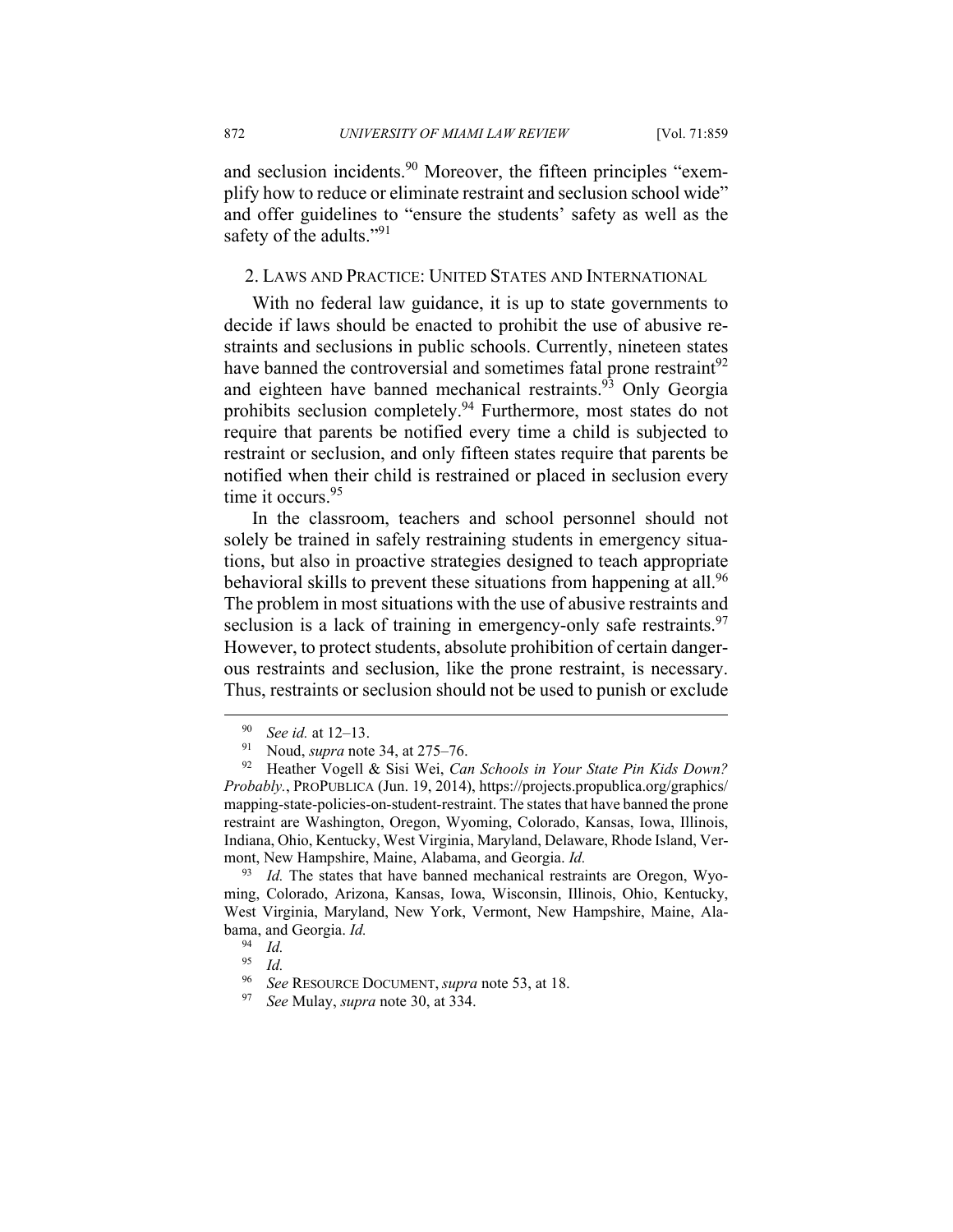and seclusion incidents.[90] Moreover, the fifteen principles "exemplify how to reduce or eliminate restraint and seclusion school wide" and offer guidelines to "ensure the students' safety as well as the safety of the adults."[91]

## 2. Laws and Practice: United States and International

With no federal law guidance, it is up to state governments to decide if laws should be enacted to prohibit the use of abusive restraints and seclusions in public schools. Currently, nineteen states have banned the controversial and sometimes fatal prone restraint[92] and eighteen have banned mechanical restraints.[93] Only Georgia prohibits seclusion completely.[94] Furthermore, most states do not require that parents be notified every time a child is subjected to restraint or seclusion, and only fifteen states require that parents be notified when their child is restrained or placed in seclusion every time it occurs.[95]

In the classroom, teachers and school personnel should not solely be trained in safely restraining students in emergency situations, but also in proactive strategies designed to teach appropriate behavioral skills to prevent these situations from happening at all.[96] The problem in most situations with the use of abusive restraints and seclusion is a lack of training in emergency-only safe restraints.[97] However, to protect students, absolute prohibition of certain dangerous restraints and seclusion, like the prone restraint, is necessary. Thus, restraints or seclusion should not be used to punish or exclude

---

[90] *See id.* at 12–13.

[91] Noud, *supra* note 34, at 275–76.

[92] Heather Vogell & Sisi Wei, *Can Schools in Your State Pin Kids Down? Probably.*, ProPublica (Jun. 19, 2014), https://projects.propublica.org/graphics/mapping-state-policies-on-student-restraint. The states that have banned the prone restraint are Washington, Oregon, Wyoming, Colorado, Kansas, Iowa, Illinois, Indiana, Ohio, Kentucky, West Virginia, Maryland, Delaware, Rhode Island, Vermont, New Hampshire, Maine, Alabama, and Georgia. *Id.*

[93] *Id.* The states that have banned mechanical restraints are Oregon, Wyoming, Colorado, Arizona, Kansas, Iowa, Wisconsin, Illinois, Ohio, Kentucky, West Virginia, Maryland, New York, Vermont, New Hampshire, Maine, Alabama, and Georgia. *Id.*

[94] *Id.*

[95] *Id.*

[96] *See* Resource Document, *supra* note 53, at 18.

[97] *See* Mulay, *supra* note 30, at 334.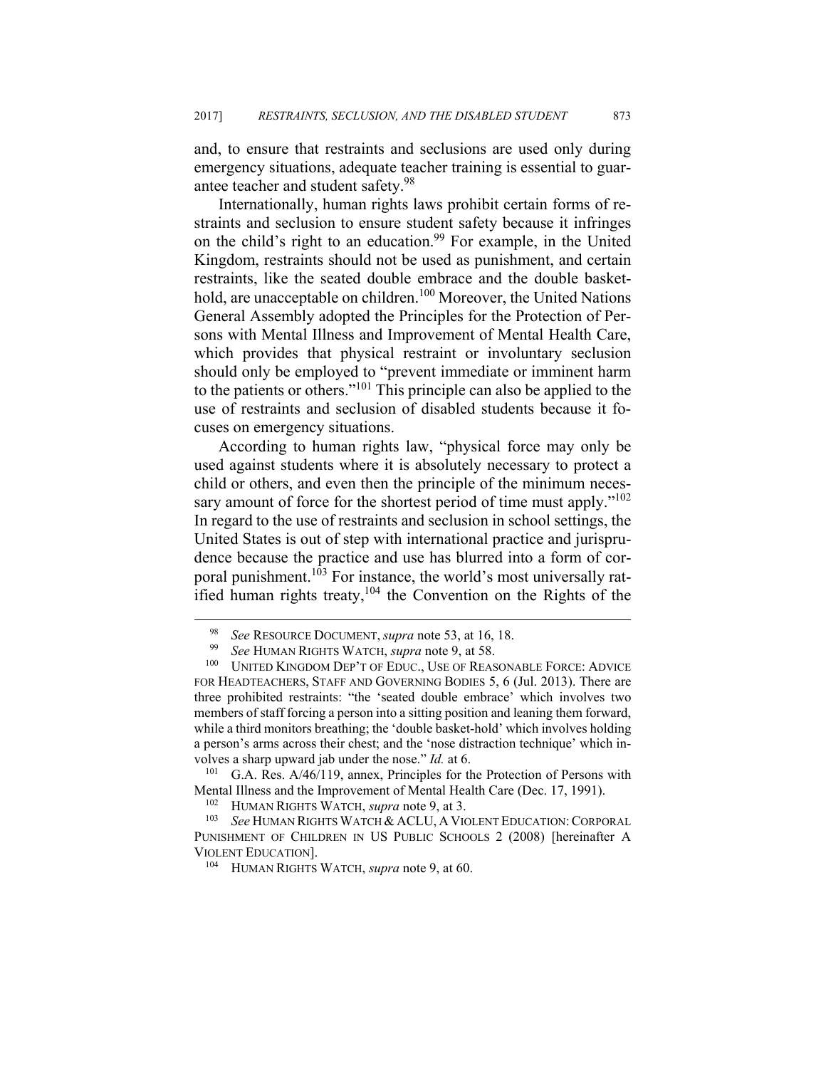and, to ensure that restraints and seclusions are used only during emergency situations, adequate teacher training is essential to guarantee teacher and student safety.[98]

Internationally, human rights laws prohibit certain forms of restraints and seclusion to ensure student safety because it infringes on the child's right to an education.[99] For example, in the United Kingdom, restraints should not be used as punishment, and certain restraints, like the seated double embrace and the double baskethold, are unacceptable on children.[100] Moreover, the United Nations General Assembly adopted the Principles for the Protection of Persons with Mental Illness and Improvement of Mental Health Care, which provides that physical restraint or involuntary seclusion should only be employed to "prevent immediate or imminent harm to the patients or others."[101] This principle can also be applied to the use of restraints and seclusion of disabled students because it focuses on emergency situations.

According to human rights law, "physical force may only be used against students where it is absolutely necessary to protect a child or others, and even then the principle of the minimum necessary amount of force for the shortest period of time must apply."[102] In regard to the use of restraints and seclusion in school settings, the United States is out of step with international practice and jurisprudence because the practice and use has blurred into a form of corporal punishment.[103] For instance, the world's most universally ratified human rights treaty,[104] the Convention on the Rights of the

---

[98] *See* RESOURCE DOCUMENT, *supra* note 53, at 16, 18.

[99] *See* HUMAN RIGHTS WATCH, *supra* note 9, at 58.

[100] UNITED KINGDOM DEP'T OF EDUC., USE OF REASONABLE FORCE: ADVICE FOR HEADTEACHERS, STAFF AND GOVERNING BODIES 5, 6 (Jul. 2013). There are three prohibited restraints: "the 'seated double embrace' which involves two members of staff forcing a person into a sitting position and leaning them forward, while a third monitors breathing; the 'double basket-hold' which involves holding a person's arms across their chest; and the 'nose distraction technique' which involves a sharp upward jab under the nose." *Id.* at 6.

[101] G.A. Res. A/46/119, annex, Principles for the Protection of Persons with Mental Illness and the Improvement of Mental Health Care (Dec. 17, 1991).

[102] HUMAN RIGHTS WATCH, *supra* note 9, at 3.

[103] *See* HUMAN RIGHTS WATCH & ACLU, A VIOLENT EDUCATION: CORPORAL PUNISHMENT OF CHILDREN IN US PUBLIC SCHOOLS 2 (2008) [hereinafter A VIOLENT EDUCATION].

[104] HUMAN RIGHTS WATCH, *supra* note 9, at 60.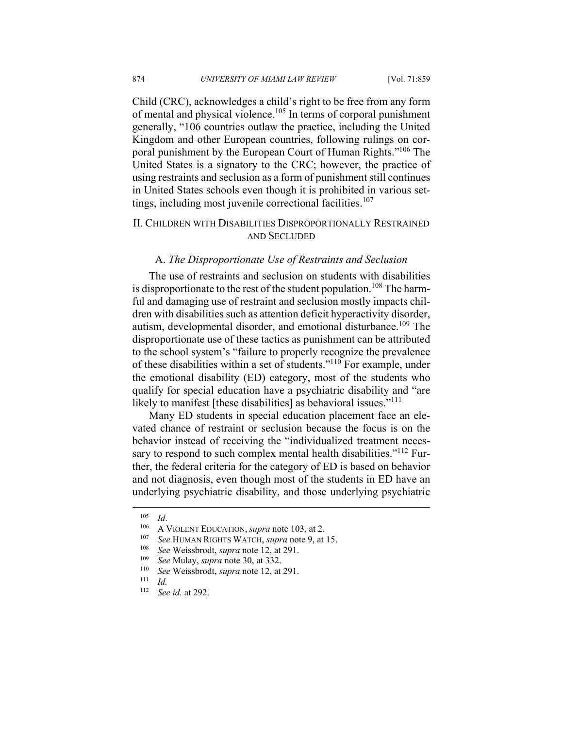Child (CRC), acknowledges a child's right to be free from any form of mental and physical violence.[105] In terms of corporal punishment generally, "106 countries outlaw the practice, including the United Kingdom and other European countries, following rulings on corporal punishment by the European Court of Human Rights."[106] The United States is a signatory to the CRC; however, the practice of using restraints and seclusion as a form of punishment still continues in United States schools even though it is prohibited in various settings, including most juvenile correctional facilities.[107]

## II. Children with Disabilities Disproportionally Restrained and Secluded

### A. *The Disproportionate Use of Restraints and Seclusion*

The use of restraints and seclusion on students with disabilities is disproportionate to the rest of the student population.[108] The harmful and damaging use of restraint and seclusion mostly impacts children with disabilities such as attention deficit hyperactivity disorder, autism, developmental disorder, and emotional disturbance.[109] The disproportionate use of these tactics as punishment can be attributed to the school system's "failure to properly recognize the prevalence of these disabilities within a set of students."[110] For example, under the emotional disability (ED) category, most of the students who qualify for special education have a psychiatric disability and "are likely to manifest [these disabilities] as behavioral issues."[111]

Many ED students in special education placement face an elevated chance of restraint or seclusion because the focus is on the behavior instead of receiving the "individualized treatment necessary to respond to such complex mental health disabilities."[112] Further, the federal criteria for the category of ED is based on behavior and not diagnosis, even though most of the students in ED have an underlying psychiatric disability, and those underlying psychiatric

---

[105] *Id*.

[106] A Violent Education, *supra* note 103, at 2.

[107] *See* Human Rights Watch, *supra* note 9, at 15.

[108] *See* Weissbrodt, *supra* note 12, at 291.

[109] *See* Mulay, *supra* note 30, at 332.

[110] *See* Weissbrodt, *supra* note 12, at 291.

[111] *Id.*

[112] *See id.* at 292.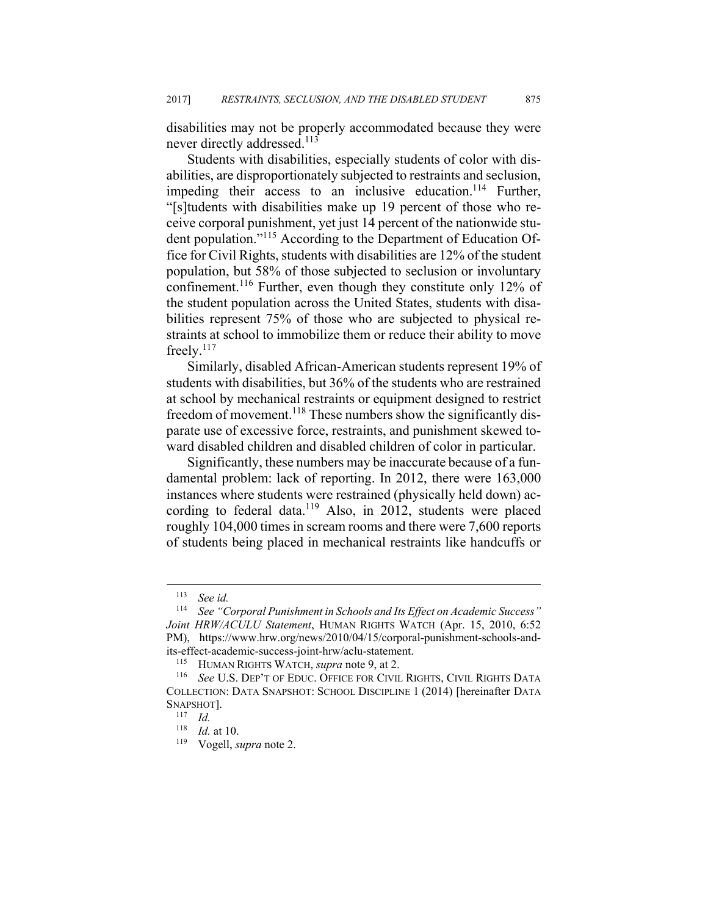disabilities may not be properly accommodated because they were never directly addressed.[113]

Students with disabilities, especially students of color with disabilities, are disproportionately subjected to restraints and seclusion, impeding their access to an inclusive education.[114] Further, "[s]tudents with disabilities make up 19 percent of those who receive corporal punishment, yet just 14 percent of the nationwide student population."[115] According to the Department of Education Office for Civil Rights, students with disabilities are 12% of the student population, but 58% of those subjected to seclusion or involuntary confinement.[116] Further, even though they constitute only 12% of the student population across the United States, students with disabilities represent 75% of those who are subjected to physical restraints at school to immobilize them or reduce their ability to move freely.[117]

Similarly, disabled African-American students represent 19% of students with disabilities, but 36% of the students who are restrained at school by mechanical restraints or equipment designed to restrict freedom of movement.[118] These numbers show the significantly disparate use of excessive force, restraints, and punishment skewed toward disabled children and disabled children of color in particular.

Significantly, these numbers may be inaccurate because of a fundamental problem: lack of reporting. In 2012, there were 163,000 instances where students were restrained (physically held down) according to federal data.[119] Also, in 2012, students were placed roughly 104,000 times in scream rooms and there were 7,600 reports of students being placed in mechanical restraints like handcuffs or

---

[113] *See id.*

[114] *See "Corporal Punishment in Schools and Its Effect on Academic Success" Joint HRW/ACULU Statement*, HUMAN RIGHTS WATCH (Apr. 15, 2010, 6:52 PM), https://www.hrw.org/news/2010/04/15/corporal-punishment-schools-and-its-effect-academic-success-joint-hrw/aclu-statement.

[115] HUMAN RIGHTS WATCH, *supra* note 9, at 2.

[116] *See* U.S. DEP'T OF EDUC. OFFICE FOR CIVIL RIGHTS, CIVIL RIGHTS DATA COLLECTION: DATA SNAPSHOT: SCHOOL DISCIPLINE 1 (2014) [hereinafter DATA SNAPSHOT].

[117] *Id.*

[118] *Id.* at 10.

[119] Vogell, *supra* note 2.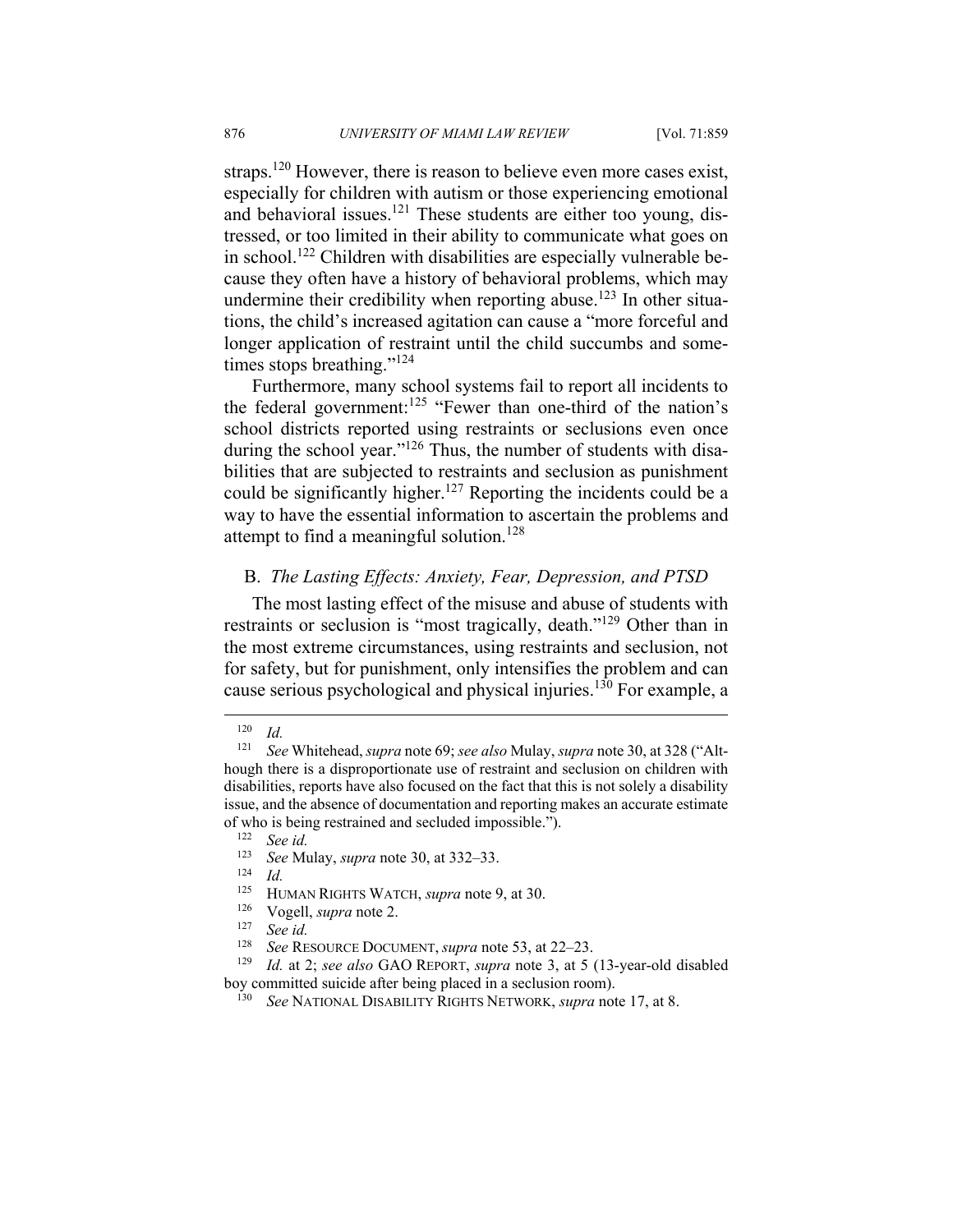straps.[120] However, there is reason to believe even more cases exist, especially for children with autism or those experiencing emotional and behavioral issues.[121] These students are either too young, distressed, or too limited in their ability to communicate what goes on in school.[122] Children with disabilities are especially vulnerable because they often have a history of behavioral problems, which may undermine their credibility when reporting abuse.[123] In other situations, the child's increased agitation can cause a "more forceful and longer application of restraint until the child succumbs and sometimes stops breathing."[124]

Furthermore, many school systems fail to report all incidents to the federal government:[125] "Fewer than one-third of the nation's school districts reported using restraints or seclusions even once during the school year."[126] Thus, the number of students with disabilities that are subjected to restraints and seclusion as punishment could be significantly higher.[127] Reporting the incidents could be a way to have the essential information to ascertain the problems and attempt to find a meaningful solution.[128]

### B. *The Lasting Effects: Anxiety, Fear, Depression, and PTSD*

The most lasting effect of the misuse and abuse of students with restraints or seclusion is "most tragically, death."[129] Other than in the most extreme circumstances, using restraints and seclusion, not for safety, but for punishment, only intensifies the problem and can cause serious psychological and physical injuries.[130] For example, a

---

[120] *Id.*

[121] *See* Whitehead, *supra* note 69; *see also* Mulay, *supra* note 30, at 328 ("Although there is a disproportionate use of restraint and seclusion on children with disabilities, reports have also focused on the fact that this is not solely a disability issue, and the absence of documentation and reporting makes an accurate estimate of who is being restrained and secluded impossible.").

[122] *See id.*

[123] *See* Mulay, *supra* note 30, at 332–33.

[124] *Id.*

[125] HUMAN RIGHTS WATCH, *supra* note 9, at 30.

[126] Vogell, *supra* note 2.

[127] *See id.*

[128] *See* RESOURCE DOCUMENT, *supra* note 53, at 22–23.

[129] *Id.* at 2; *see also* GAO REPORT, *supra* note 3, at 5 (13-year-old disabled boy committed suicide after being placed in a seclusion room).

[130] *See* NATIONAL DISABILITY RIGHTS NETWORK, *supra* note 17, at 8.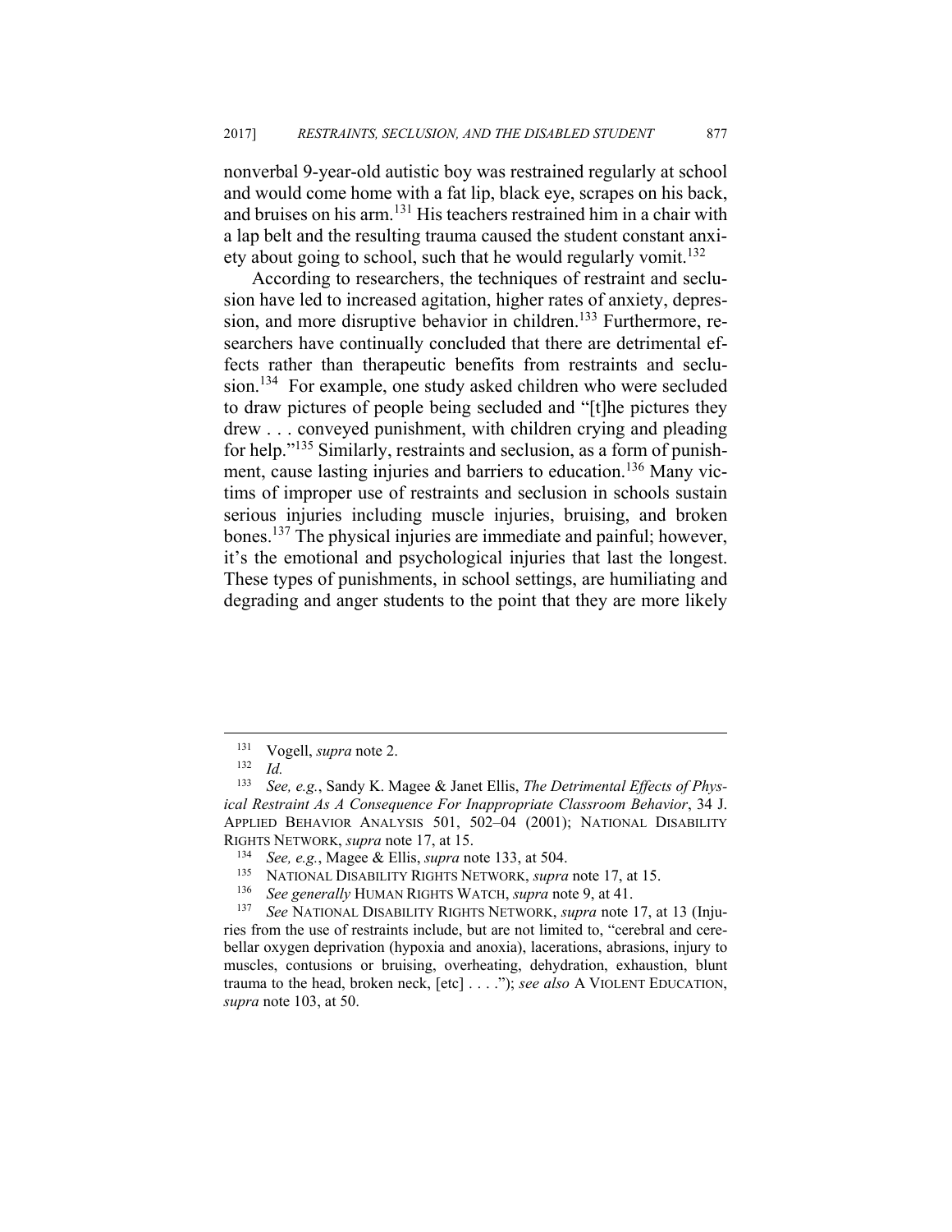nonverbal 9-year-old autistic boy was restrained regularly at school and would come home with a fat lip, black eye, scrapes on his back, and bruises on his arm.[131] His teachers restrained him in a chair with a lap belt and the resulting trauma caused the student constant anxiety about going to school, such that he would regularly vomit.[132]

According to researchers, the techniques of restraint and seclusion have led to increased agitation, higher rates of anxiety, depression, and more disruptive behavior in children.[133] Furthermore, researchers have continually concluded that there are detrimental effects rather than therapeutic benefits from restraints and seclusion.[134] For example, one study asked children who were secluded to draw pictures of people being secluded and "[t]he pictures they drew . . . conveyed punishment, with children crying and pleading for help."[135] Similarly, restraints and seclusion, as a form of punishment, cause lasting injuries and barriers to education.[136] Many victims of improper use of restraints and seclusion in schools sustain serious injuries including muscle injuries, bruising, and broken bones.[137] The physical injuries are immediate and painful; however, it's the emotional and psychological injuries that last the longest. These types of punishments, in school settings, are humiliating and degrading and anger students to the point that they are more likely

---

[131] Vogell, *supra* note 2.

[132] *Id.*

[133] *See, e.g.*, Sandy K. Magee & Janet Ellis, *The Detrimental Effects of Physical Restraint As A Consequence For Inappropriate Classroom Behavior*, 34 J. APPLIED BEHAVIOR ANALYSIS 501, 502–04 (2001); NATIONAL DISABILITY RIGHTS NETWORK, *supra* note 17, at 15.

[134] *See, e.g.*, Magee & Ellis, *supra* note 133, at 504.

[135] NATIONAL DISABILITY RIGHTS NETWORK, *supra* note 17, at 15.

[136] *See generally* HUMAN RIGHTS WATCH, *supra* note 9, at 41.

[137] *See* NATIONAL DISABILITY RIGHTS NETWORK, *supra* note 17, at 13 (Injuries from the use of restraints include, but are not limited to, "cerebral and cerebellar oxygen deprivation (hypoxia and anoxia), lacerations, abrasions, injury to muscles, contusions or bruising, overheating, dehydration, exhaustion, blunt trauma to the head, broken neck, [etc] . . . ."); *see also* A VIOLENT EDUCATION, *supra* note 103, at 50.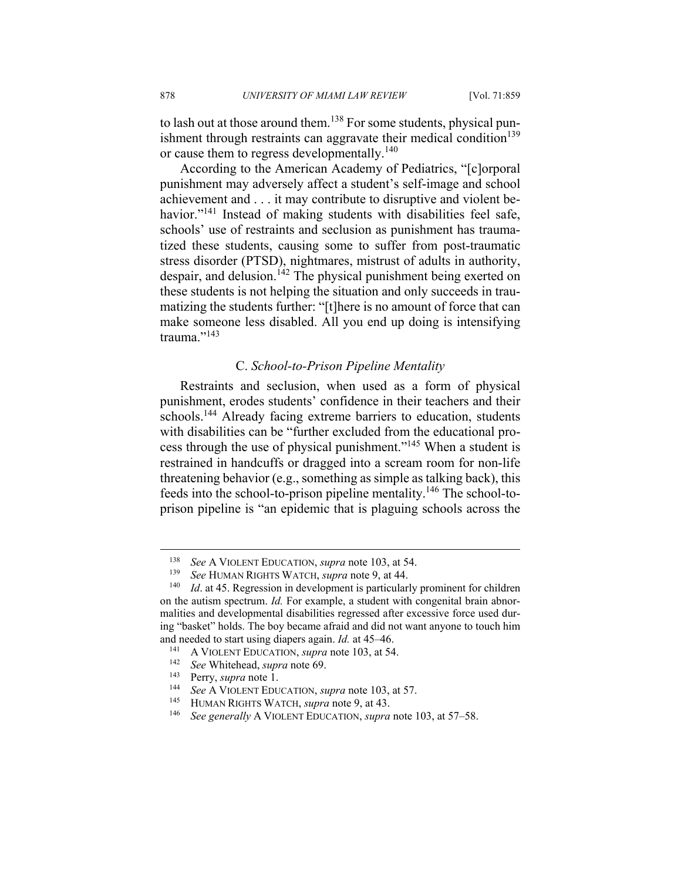to lash out at those around them.[138] For some students, physical punishment through restraints can aggravate their medical condition[139] or cause them to regress developmentally.[140]

According to the American Academy of Pediatrics, "[c]orporal punishment may adversely affect a student's self-image and school achievement and . . . it may contribute to disruptive and violent behavior."[141] Instead of making students with disabilities feel safe, schools' use of restraints and seclusion as punishment has traumatized these students, causing some to suffer from post-traumatic stress disorder (PTSD), nightmares, mistrust of adults in authority, despair, and delusion.[142] The physical punishment being exerted on these students is not helping the situation and only succeeds in traumatizing the students further: "[t]here is no amount of force that can make someone less disabled. All you end up doing is intensifying trauma."[143]

### C. *School-to-Prison Pipeline Mentality*

Restraints and seclusion, when used as a form of physical punishment, erodes students' confidence in their teachers and their schools.[144] Already facing extreme barriers to education, students with disabilities can be "further excluded from the educational process through the use of physical punishment."[145] When a student is restrained in handcuffs or dragged into a scream room for non-life threatening behavior (e.g., something as simple as talking back), this feeds into the school-to-prison pipeline mentality.[146] The school-to-prison pipeline is "an epidemic that is plaguing schools across the

---

[138] *See* A VIOLENT EDUCATION, *supra* note 103, at 54.

[139] *See* HUMAN RIGHTS WATCH, *supra* note 9, at 44.

[140] *Id*. at 45. Regression in development is particularly prominent for children on the autism spectrum. *Id.* For example, a student with congenital brain abnormalities and developmental disabilities regressed after excessive force used during "basket" holds. The boy became afraid and did not want anyone to touch him and needed to start using diapers again. *Id.* at 45–46.

[141] A VIOLENT EDUCATION, *supra* note 103, at 54.

[142] *See* Whitehead, *supra* note 69.

[143] Perry, *supra* note 1.

[144] *See* A VIOLENT EDUCATION, *supra* note 103, at 57.

[145] HUMAN RIGHTS WATCH, *supra* note 9, at 43.

[146] *See generally* A VIOLENT EDUCATION, *supra* note 103, at 57–58.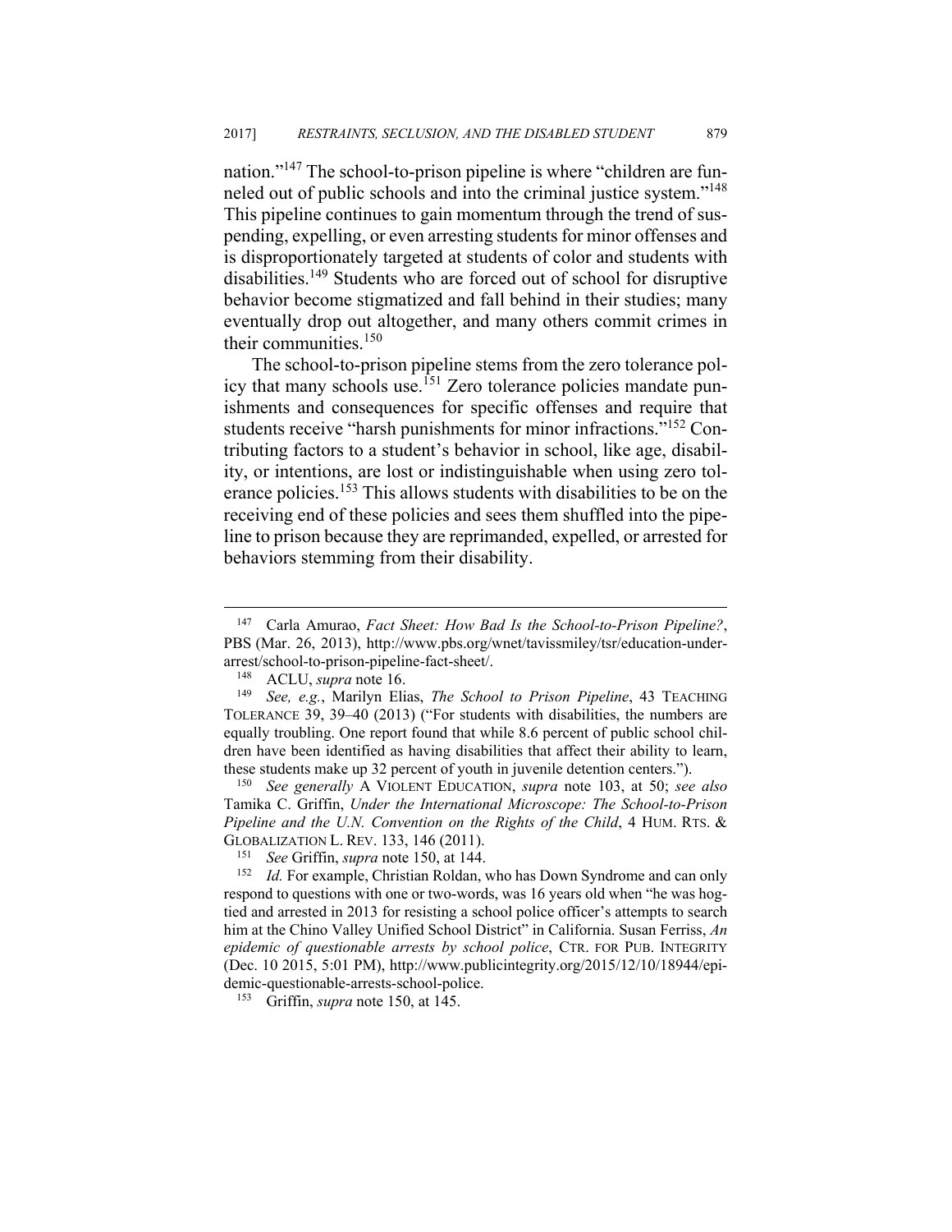nation."[147] The school-to-prison pipeline is where "children are funneled out of public schools and into the criminal justice system."[148] This pipeline continues to gain momentum through the trend of suspending, expelling, or even arresting students for minor offenses and is disproportionately targeted at students of color and students with disabilities.[149] Students who are forced out of school for disruptive behavior become stigmatized and fall behind in their studies; many eventually drop out altogether, and many others commit crimes in their communities.[150]

The school-to-prison pipeline stems from the zero tolerance policy that many schools use.[151] Zero tolerance policies mandate punishments and consequences for specific offenses and require that students receive "harsh punishments for minor infractions."[152] Contributing factors to a student's behavior in school, like age, disability, or intentions, are lost or indistinguishable when using zero tolerance policies.[153] This allows students with disabilities to be on the receiving end of these policies and sees them shuffled into the pipeline to prison because they are reprimanded, expelled, or arrested for behaviors stemming from their disability.

---

[147] Carla Amurao, *Fact Sheet: How Bad Is the School-to-Prison Pipeline?*, PBS (Mar. 26, 2013), http://www.pbs.org/wnet/tavissmiley/tsr/education-under-arrest/school-to-prison-pipeline-fact-sheet/.

[148] ACLU, *supra* note 16.

[149] *See, e.g.*, Marilyn Elias, *The School to Prison Pipeline*, 43 TEACHING TOLERANCE 39, 39–40 (2013) ("For students with disabilities, the numbers are equally troubling. One report found that while 8.6 percent of public school children have been identified as having disabilities that affect their ability to learn, these students make up 32 percent of youth in juvenile detention centers.").

[150] *See generally* A VIOLENT EDUCATION, *supra* note 103, at 50; *see also* Tamika C. Griffin, *Under the International Microscope: The School-to-Prison Pipeline and the U.N. Convention on the Rights of the Child*, 4 HUM. RTS. & GLOBALIZATION L. REV. 133, 146 (2011).

[151] *See* Griffin, *supra* note 150, at 144.

[152] *Id.* For example, Christian Roldan, who has Down Syndrome and can only respond to questions with one or two-words, was 16 years old when "he was hog-tied and arrested in 2013 for resisting a school police officer's attempts to search him at the Chino Valley Unified School District" in California. Susan Ferriss, *An epidemic of questionable arrests by school police*, CTR. FOR PUB. INTEGRITY (Dec. 10 2015, 5:01 PM), http://www.publicintegrity.org/2015/12/10/18944/epidemic-questionable-arrests-school-police.

[153] Griffin, *supra* note 150, at 145.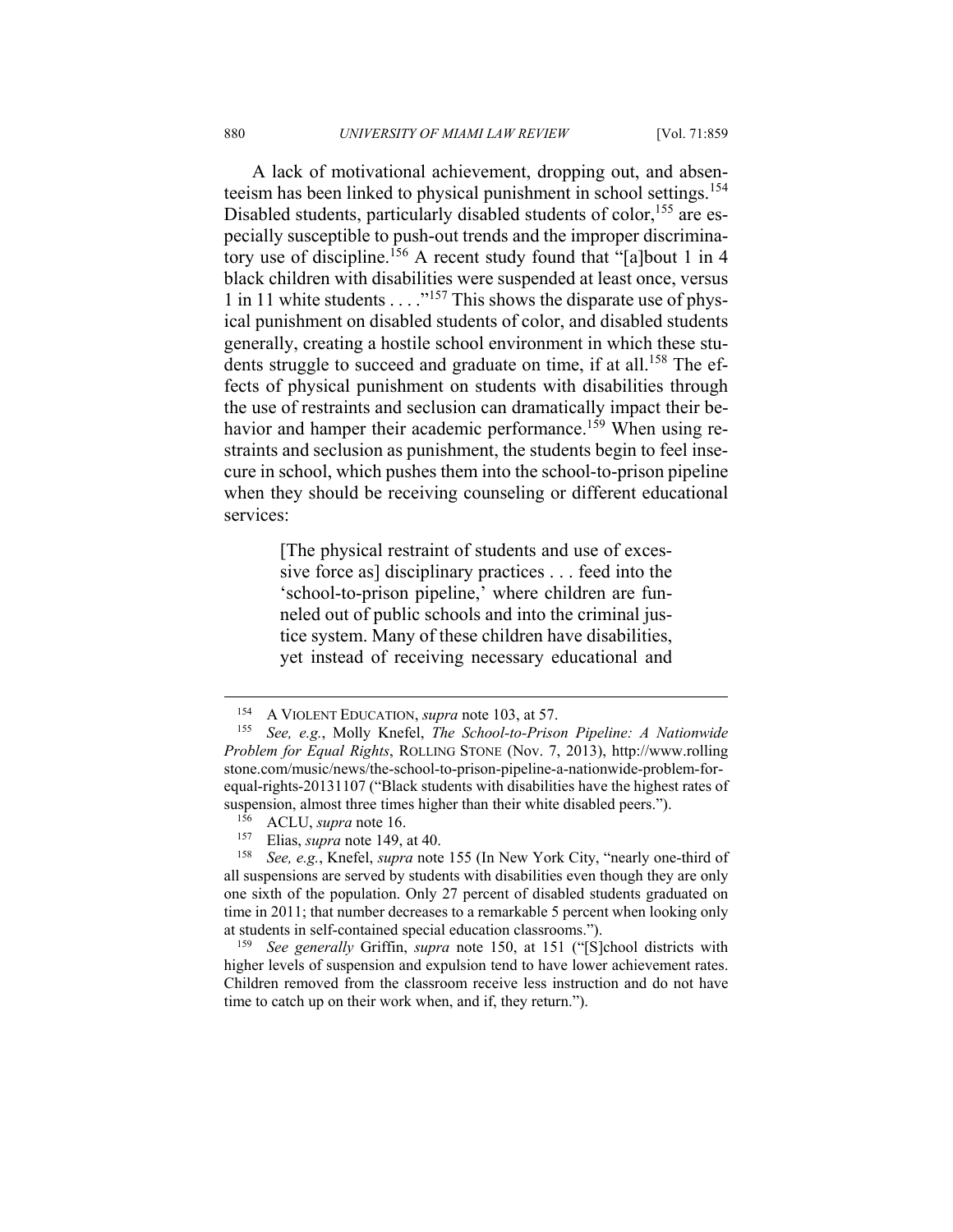A lack of motivational achievement, dropping out, and absenteeism has been linked to physical punishment in school settings.[154] Disabled students, particularly disabled students of color,[155] are especially susceptible to push-out trends and the improper discriminatory use of discipline.[156] A recent study found that "[a]bout 1 in 4 black children with disabilities were suspended at least once, versus 1 in 11 white students . . . ."[157] This shows the disparate use of physical punishment on disabled students of color, and disabled students generally, creating a hostile school environment in which these students struggle to succeed and graduate on time, if at all.[158] The effects of physical punishment on students with disabilities through the use of restraints and seclusion can dramatically impact their behavior and hamper their academic performance.[159] When using restraints and seclusion as punishment, the students begin to feel insecure in school, which pushes them into the school-to-prison pipeline when they should be receiving counseling or different educational services:

> [The physical restraint of students and use of excessive force as] disciplinary practices . . . feed into the 'school-to-prison pipeline,' where children are funneled out of public schools and into the criminal justice system. Many of these children have disabilities, yet instead of receiving necessary educational and

---

[154] A VIOLENT EDUCATION, *supra* note 103, at 57.

[155] *See, e.g.*, Molly Knefel, *The School-to-Prison Pipeline: A Nationwide Problem for Equal Rights*, ROLLING STONE (Nov. 7, 2013), http://www.rollingstone.com/music/news/the-school-to-prison-pipeline-a-nationwide-problem-for-equal-rights-20131107 ("Black students with disabilities have the highest rates of suspension, almost three times higher than their white disabled peers.").

[156] ACLU, *supra* note 16.

[157] Elias, *supra* note 149, at 40.

[158] *See, e.g.*, Knefel, *supra* note 155 (In New York City, "nearly one-third of all suspensions are served by students with disabilities even though they are only one sixth of the population. Only 27 percent of disabled students graduated on time in 2011; that number decreases to a remarkable 5 percent when looking only at students in self-contained special education classrooms.").

[159] *See generally* Griffin, *supra* note 150, at 151 ("[S]chool districts with higher levels of suspension and expulsion tend to have lower achievement rates. Children removed from the classroom receive less instruction and do not have time to catch up on their work when, and if, they return.").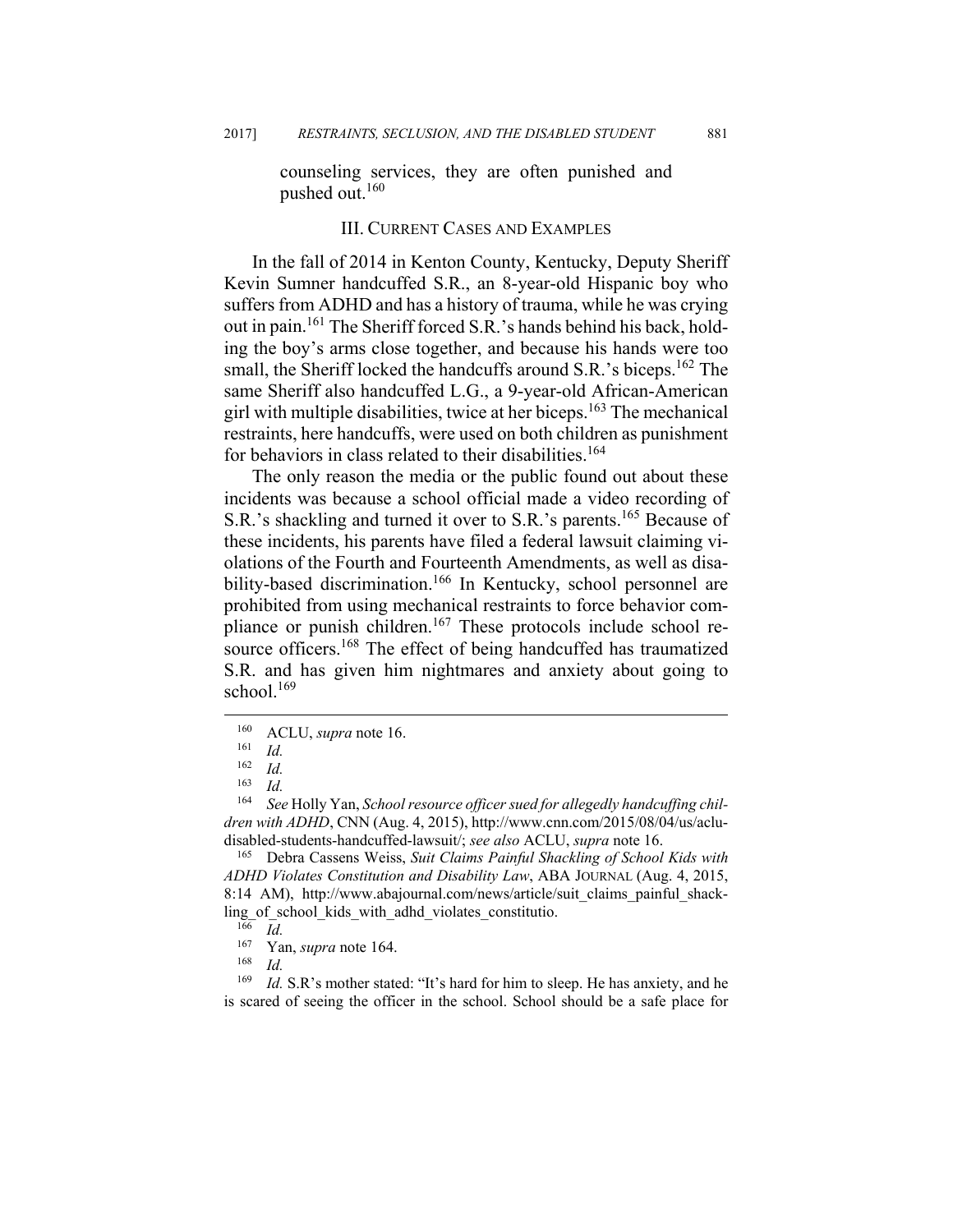counseling services, they are often punished and pushed out.[160]

## III. CURRENT CASES AND EXAMPLES

In the fall of 2014 in Kenton County, Kentucky, Deputy Sheriff Kevin Sumner handcuffed S.R., an 8-year-old Hispanic boy who suffers from ADHD and has a history of trauma, while he was crying out in pain.[161] The Sheriff forced S.R.'s hands behind his back, holding the boy's arms close together, and because his hands were too small, the Sheriff locked the handcuffs around S.R.'s biceps.[162] The same Sheriff also handcuffed L.G., a 9-year-old African-American girl with multiple disabilities, twice at her biceps.[163] The mechanical restraints, here handcuffs, were used on both children as punishment for behaviors in class related to their disabilities.[164]

The only reason the media or the public found out about these incidents was because a school official made a video recording of S.R.'s shackling and turned it over to S.R.'s parents.[165] Because of these incidents, his parents have filed a federal lawsuit claiming violations of the Fourth and Fourteenth Amendments, as well as disability-based discrimination.[166] In Kentucky, school personnel are prohibited from using mechanical restraints to force behavior compliance or punish children.[167] These protocols include school resource officers.[168] The effect of being handcuffed has traumatized S.R. and has given him nightmares and anxiety about going to school.[169]

---

[160] ACLU, *supra* note 16.

[161] *Id.*

[162] *Id.*

[163] *Id.*

[164] *See* Holly Yan, *School resource officer sued for allegedly handcuffing children with ADHD*, CNN (Aug. 4, 2015), http://www.cnn.com/2015/08/04/us/aclu-disabled-students-handcuffed-lawsuit/; *see also* ACLU, *supra* note 16.

[165] Debra Cassens Weiss, *Suit Claims Painful Shackling of School Kids with ADHD Violates Constitution and Disability Law*, ABA JOURNAL (Aug. 4, 2015, 8:14 AM), http://www.abajournal.com/news/article/suit_claims_painful_shackling_of_school_kids_with_adhd_violates_constitutio.

[166] *Id.*

[167] Yan, *supra* note 164.

[168] *Id.*

[169] *Id.* S.R's mother stated: "It's hard for him to sleep. He has anxiety, and he is scared of seeing the officer in the school. School should be a safe place for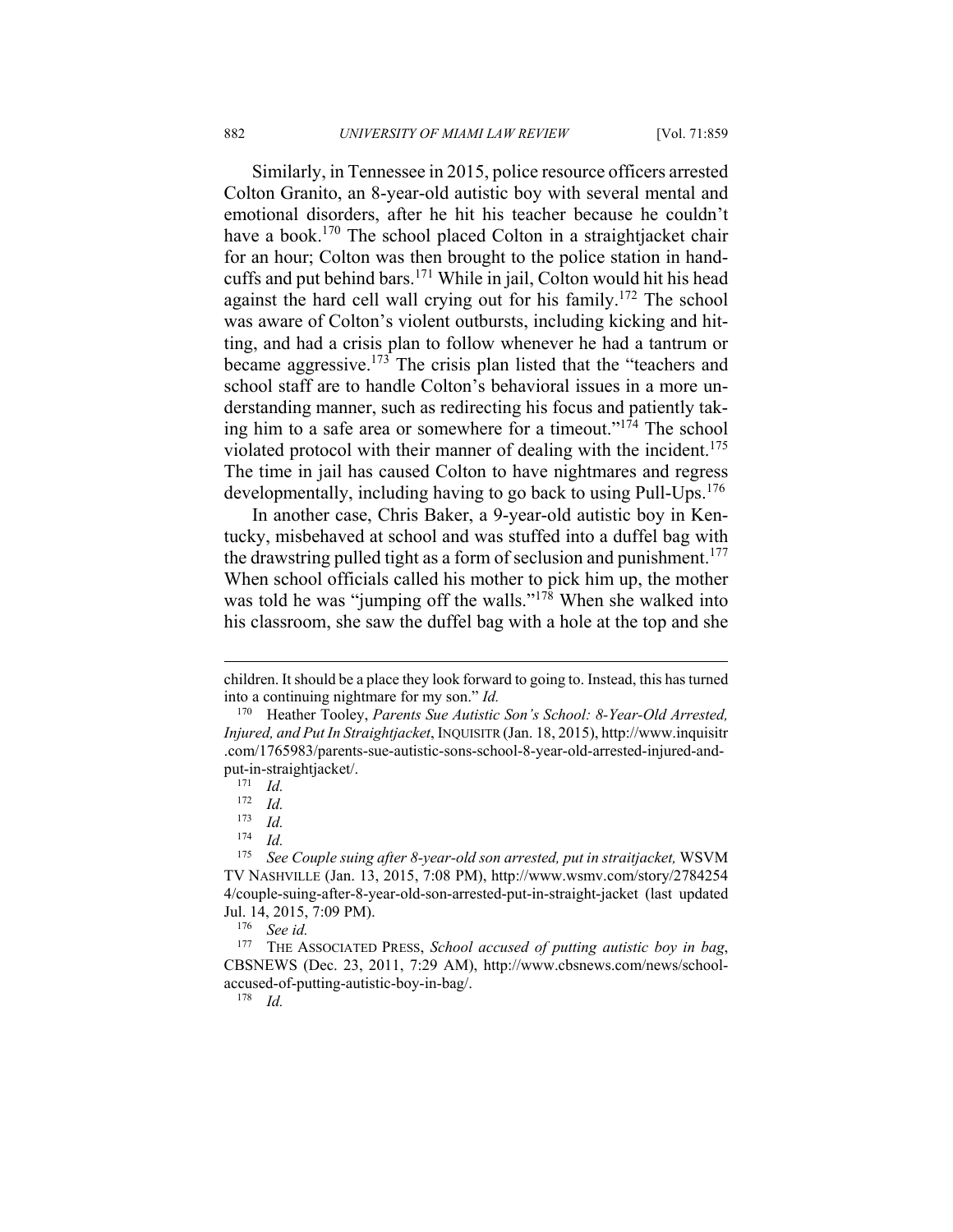Similarly, in Tennessee in 2015, police resource officers arrested Colton Granito, an 8-year-old autistic boy with several mental and emotional disorders, after he hit his teacher because he couldn't have a book.[170] The school placed Colton in a straightjacket chair for an hour; Colton was then brought to the police station in handcuffs and put behind bars.[171] While in jail, Colton would hit his head against the hard cell wall crying out for his family.[172] The school was aware of Colton's violent outbursts, including kicking and hitting, and had a crisis plan to follow whenever he had a tantrum or became aggressive.[173] The crisis plan listed that the "teachers and school staff are to handle Colton's behavioral issues in a more understanding manner, such as redirecting his focus and patiently taking him to a safe area or somewhere for a timeout."[174] The school violated protocol with their manner of dealing with the incident.[175] The time in jail has caused Colton to have nightmares and regress developmentally, including having to go back to using Pull-Ups.[176]

In another case, Chris Baker, a 9-year-old autistic boy in Kentucky, misbehaved at school and was stuffed into a duffel bag with the drawstring pulled tight as a form of seclusion and punishment.[177] When school officials called his mother to pick him up, the mother was told he was "jumping off the walls."[178] When she walked into his classroom, she saw the duffel bag with a hole at the top and she

---

children. It should be a place they look forward to going to. Instead, this has turned into a continuing nightmare for my son." *Id.*

[170] Heather Tooley, *Parents Sue Autistic Son's School: 8-Year-Old Arrested, Injured, and Put In Straightjacket*, INQUISITR (Jan. 18, 2015), http://www.inquisitr.com/1765983/parents-sue-autistic-sons-school-8-year-old-arrested-injured-and-put-in-straightjacket/.

[171] *Id.*

[172] *Id.*

[173] *Id.*

[174] *Id.*

[175] *See Couple suing after 8-year-old son arrested, put in straitjacket,* WSVM TV NASHVILLE (Jan. 13, 2015, 7:08 PM), http://www.wsmv.com/story/27842544/couple-suing-after-8-year-old-son-arrested-put-in-straight-jacket (last updated Jul. 14, 2015, 7:09 PM).

[176] *See id.*

[177] THE ASSOCIATED PRESS, *School accused of putting autistic boy in bag*, CBSNEWS (Dec. 23, 2011, 7:29 AM), http://www.cbsnews.com/news/school-accused-of-putting-autistic-boy-in-bag/.

[178] *Id.*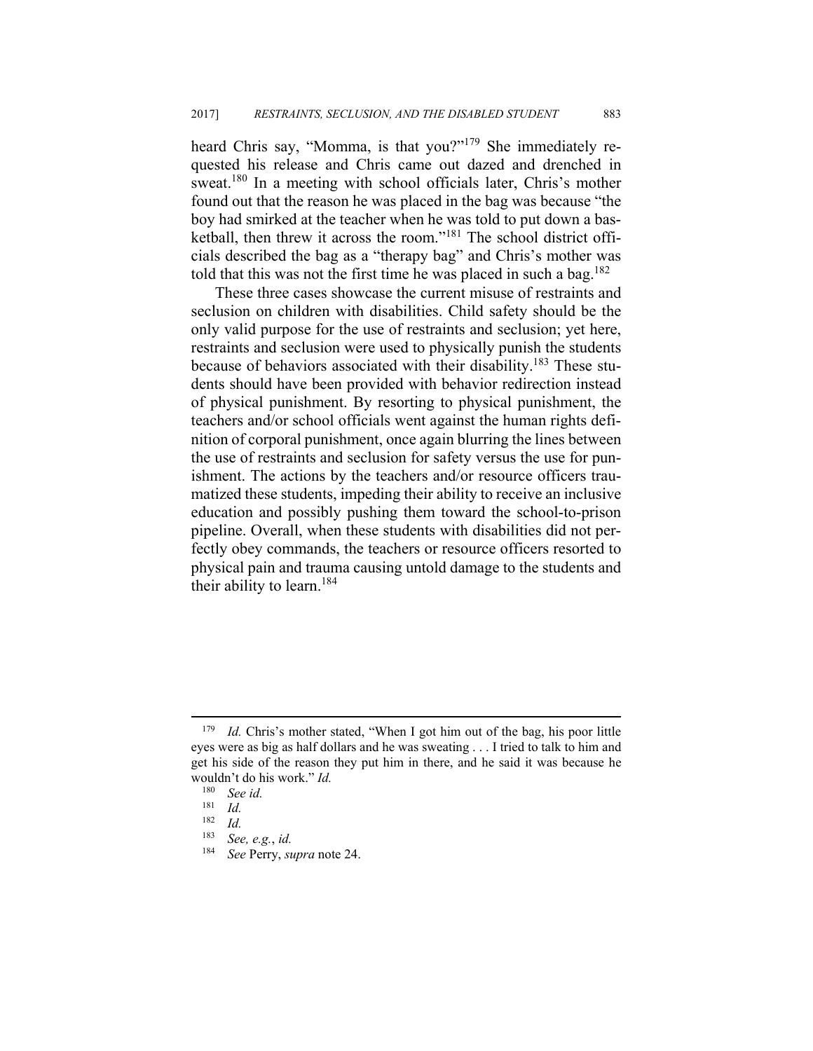heard Chris say, "Momma, is that you?"[179] She immediately requested his release and Chris came out dazed and drenched in sweat.[180] In a meeting with school officials later, Chris's mother found out that the reason he was placed in the bag was because "the boy had smirked at the teacher when he was told to put down a basketball, then threw it across the room."[181] The school district officials described the bag as a "therapy bag" and Chris's mother was told that this was not the first time he was placed in such a bag.[182]

These three cases showcase the current misuse of restraints and seclusion on children with disabilities. Child safety should be the only valid purpose for the use of restraints and seclusion; yet here, restraints and seclusion were used to physically punish the students because of behaviors associated with their disability.[183] These students should have been provided with behavior redirection instead of physical punishment. By resorting to physical punishment, the teachers and/or school officials went against the human rights definition of corporal punishment, once again blurring the lines between the use of restraints and seclusion for safety versus the use for punishment. The actions by the teachers and/or resource officers traumatized these students, impeding their ability to receive an inclusive education and possibly pushing them toward the school-to-prison pipeline. Overall, when these students with disabilities did not perfectly obey commands, the teachers or resource officers resorted to physical pain and trauma causing untold damage to the students and their ability to learn.[184]

---

[179] *Id.* Chris's mother stated, "When I got him out of the bag, his poor little eyes were as big as half dollars and he was sweating . . . I tried to talk to him and get his side of the reason they put him in there, and he said it was because he wouldn't do his work." *Id.*

[180] *See id.*

[181] *Id.*

[182] *Id.*

[183] *See, e.g.*, *id.*

[184] *See* Perry, *supra* note 24.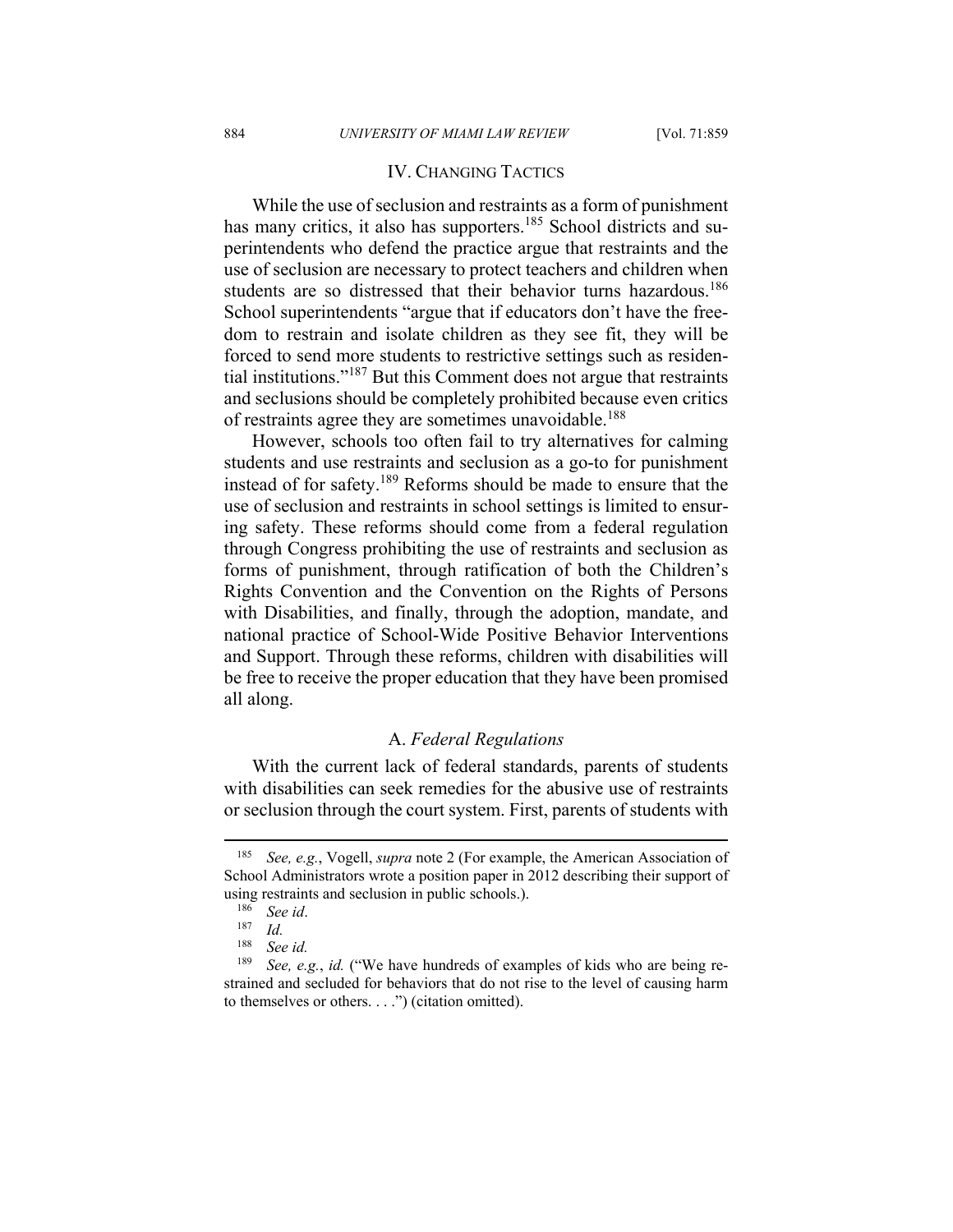## IV. CHANGING TACTICS

While the use of seclusion and restraints as a form of punishment has many critics, it also has supporters.[185] School districts and superintendents who defend the practice argue that restraints and the use of seclusion are necessary to protect teachers and children when students are so distressed that their behavior turns hazardous.[186] School superintendents "argue that if educators don't have the freedom to restrain and isolate children as they see fit, they will be forced to send more students to restrictive settings such as residential institutions."[187] But this Comment does not argue that restraints and seclusions should be completely prohibited because even critics of restraints agree they are sometimes unavoidable.[188]

However, schools too often fail to try alternatives for calming students and use restraints and seclusion as a go-to for punishment instead of for safety.[189] Reforms should be made to ensure that the use of seclusion and restraints in school settings is limited to ensuring safety. These reforms should come from a federal regulation through Congress prohibiting the use of restraints and seclusion as forms of punishment, through ratification of both the Children's Rights Convention and the Convention on the Rights of Persons with Disabilities, and finally, through the adoption, mandate, and national practice of School-Wide Positive Behavior Interventions and Support. Through these reforms, children with disabilities will be free to receive the proper education that they have been promised all along.

### A. *Federal Regulations*

With the current lack of federal standards, parents of students with disabilities can seek remedies for the abusive use of restraints or seclusion through the court system. First, parents of students with

---

[185] *See, e.g.*, Vogell, *supra* note 2 (For example, the American Association of School Administrators wrote a position paper in 2012 describing their support of using restraints and seclusion in public schools.).

[186] *See id*.

[187] *Id.*

[188] *See id.*

[189] *See, e.g.*, *id.* ("We have hundreds of examples of kids who are being restrained and secluded for behaviors that do not rise to the level of causing harm to themselves or others. . . .") (citation omitted).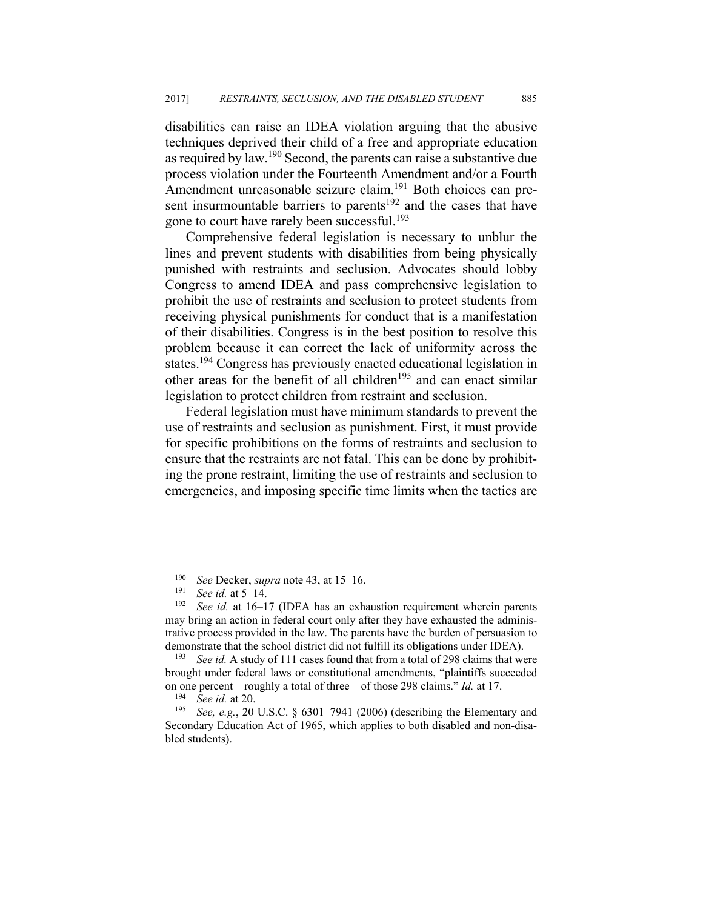disabilities can raise an IDEA violation arguing that the abusive techniques deprived their child of a free and appropriate education as required by law.[190] Second, the parents can raise a substantive due process violation under the Fourteenth Amendment and/or a Fourth Amendment unreasonable seizure claim.[191] Both choices can present insurmountable barriers to parents[192] and the cases that have gone to court have rarely been successful.[193]

Comprehensive federal legislation is necessary to unblur the lines and prevent students with disabilities from being physically punished with restraints and seclusion. Advocates should lobby Congress to amend IDEA and pass comprehensive legislation to prohibit the use of restraints and seclusion to protect students from receiving physical punishments for conduct that is a manifestation of their disabilities. Congress is in the best position to resolve this problem because it can correct the lack of uniformity across the states.[194] Congress has previously enacted educational legislation in other areas for the benefit of all children[195] and can enact similar legislation to protect children from restraint and seclusion.

Federal legislation must have minimum standards to prevent the use of restraints and seclusion as punishment. First, it must provide for specific prohibitions on the forms of restraints and seclusion to ensure that the restraints are not fatal. This can be done by prohibiting the prone restraint, limiting the use of restraints and seclusion to emergencies, and imposing specific time limits when the tactics are

---

[190] *See* Decker, *supra* note 43, at 15–16.

[191] *See id.* at 5–14.

[192] *See id.* at 16–17 (IDEA has an exhaustion requirement wherein parents may bring an action in federal court only after they have exhausted the administrative process provided in the law. The parents have the burden of persuasion to demonstrate that the school district did not fulfill its obligations under IDEA).

[193] *See id.* A study of 111 cases found that from a total of 298 claims that were brought under federal laws or constitutional amendments, "plaintiffs succeeded on one percent—roughly a total of three—of those 298 claims." *Id.* at 17.

[194] *See id.* at 20.

[195] *See, e.g.*, 20 U.S.C. § 6301–7941 (2006) (describing the Elementary and Secondary Education Act of 1965, which applies to both disabled and non-disabled students).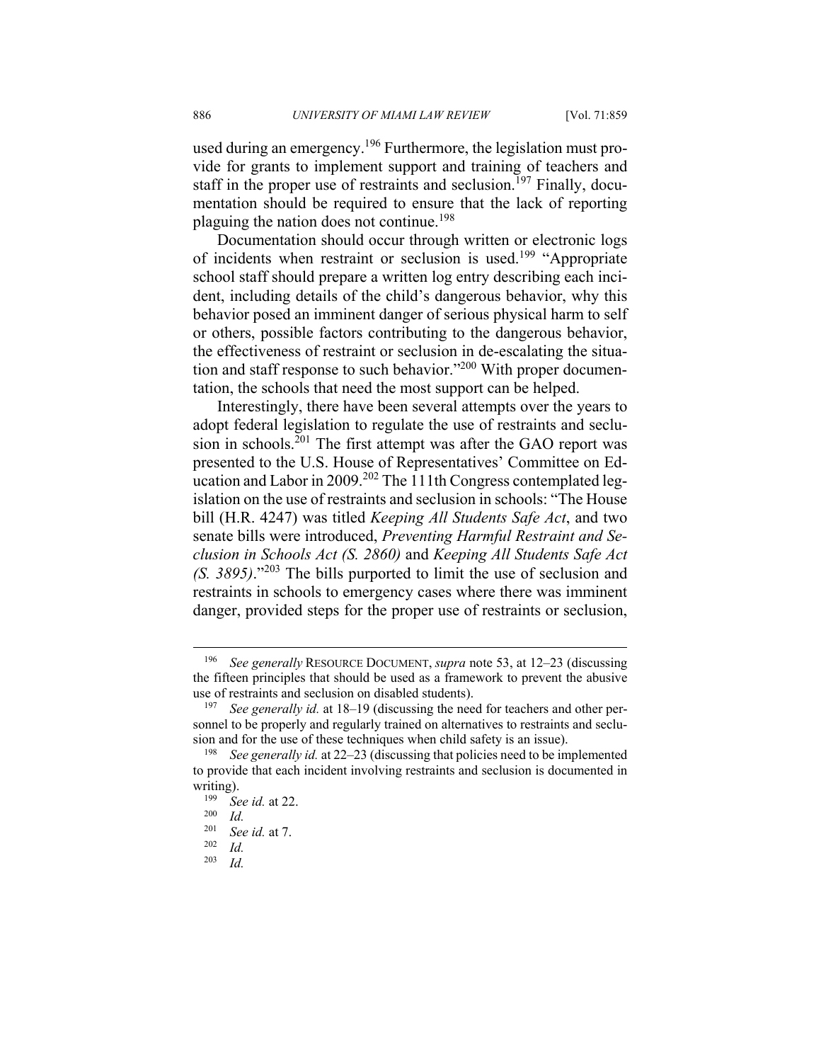used during an emergency.[196] Furthermore, the legislation must provide for grants to implement support and training of teachers and staff in the proper use of restraints and seclusion.[197] Finally, documentation should be required to ensure that the lack of reporting plaguing the nation does not continue.[198]

Documentation should occur through written or electronic logs of incidents when restraint or seclusion is used.[199] "Appropriate school staff should prepare a written log entry describing each incident, including details of the child's dangerous behavior, why this behavior posed an imminent danger of serious physical harm to self or others, possible factors contributing to the dangerous behavior, the effectiveness of restraint or seclusion in de-escalating the situation and staff response to such behavior."[200] With proper documentation, the schools that need the most support can be helped.

Interestingly, there have been several attempts over the years to adopt federal legislation to regulate the use of restraints and seclusion in schools.[201] The first attempt was after the GAO report was presented to the U.S. House of Representatives' Committee on Education and Labor in 2009.[202] The 111th Congress contemplated legislation on the use of restraints and seclusion in schools: "The House bill (H.R. 4247) was titled *Keeping All Students Safe Act*, and two senate bills were introduced, *Preventing Harmful Restraint and Seclusion in Schools Act (S. 2860)* and *Keeping All Students Safe Act (S. 3895)*."[203] The bills purported to limit the use of seclusion and restraints in schools to emergency cases where there was imminent danger, provided steps for the proper use of restraints or seclusion,

---

[196] *See generally* RESOURCE DOCUMENT, *supra* note 53, at 12–23 (discussing the fifteen principles that should be used as a framework to prevent the abusive use of restraints and seclusion on disabled students).

[197] *See generally id.* at 18–19 (discussing the need for teachers and other personnel to be properly and regularly trained on alternatives to restraints and seclusion and for the use of these techniques when child safety is an issue).

[198] *See generally id.* at 22–23 (discussing that policies need to be implemented to provide that each incident involving restraints and seclusion is documented in writing).

[199] *See id.* at 22.

[200] *Id.*

[201] *See id.* at 7.

[202] *Id.*

[203] *Id.*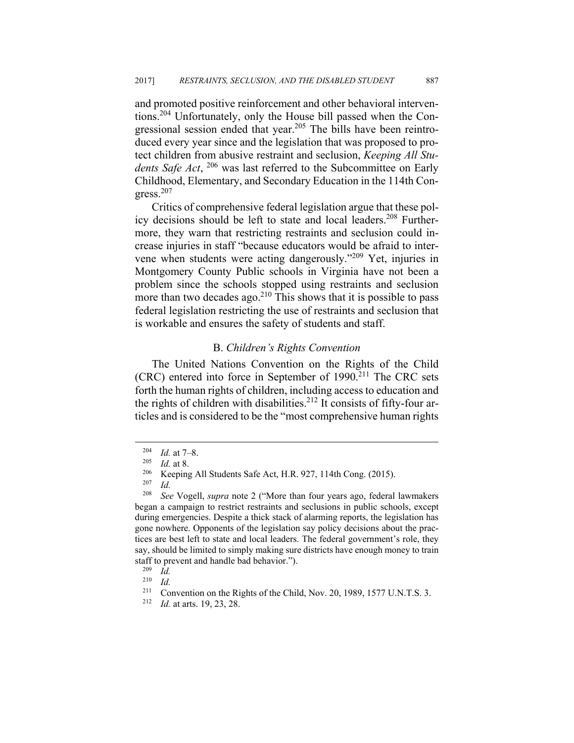and promoted positive reinforcement and other behavioral interventions.[204] Unfortunately, only the House bill passed when the Congressional session ended that year.[205] The bills have been reintroduced every year since and the legislation that was proposed to protect children from abusive restraint and seclusion, *Keeping All Students Safe Act*, [206] was last referred to the Subcommittee on Early Childhood, Elementary, and Secondary Education in the 114th Congress.[207]

Critics of comprehensive federal legislation argue that these policy decisions should be left to state and local leaders.[208] Furthermore, they warn that restricting restraints and seclusion could increase injuries in staff "because educators would be afraid to intervene when students were acting dangerously."[209] Yet, injuries in Montgomery County Public schools in Virginia have not been a problem since the schools stopped using restraints and seclusion more than two decades ago.[210] This shows that it is possible to pass federal legislation restricting the use of restraints and seclusion that is workable and ensures the safety of students and staff.

### B. *Children's Rights Convention*

The United Nations Convention on the Rights of the Child (CRC) entered into force in September of 1990.[211] The CRC sets forth the human rights of children, including access to education and the rights of children with disabilities.[212] It consists of fifty-four articles and is considered to be the "most comprehensive human rights

---

[204] *Id.* at 7–8.

[205] *Id.* at 8.

[206] Keeping All Students Safe Act, H.R. 927, 114th Cong. (2015).

[207] *Id.*

[208] *See* Vogell, *supra* note 2 ("More than four years ago, federal lawmakers began a campaign to restrict restraints and seclusions in public schools, except during emergencies. Despite a thick stack of alarming reports, the legislation has gone nowhere. Opponents of the legislation say policy decisions about the practices are best left to state and local leaders. The federal government's role, they say, should be limited to simply making sure districts have enough money to train staff to prevent and handle bad behavior.").

[209] *Id.*

[210] *Id.*

[211] Convention on the Rights of the Child, Nov. 20, 1989, 1577 U.N.T.S. 3.

[212] *Id.* at arts. 19, 23, 28.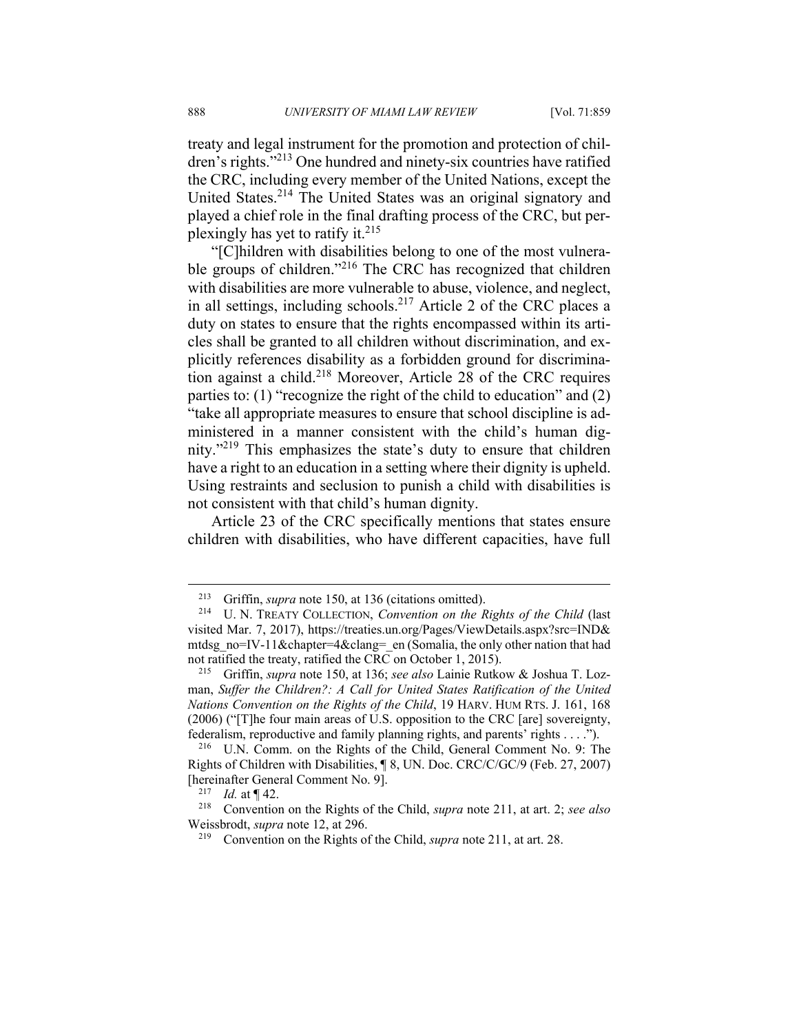treaty and legal instrument for the promotion and protection of children's rights."[213] One hundred and ninety-six countries have ratified the CRC, including every member of the United Nations, except the United States.[214] The United States was an original signatory and played a chief role in the final drafting process of the CRC, but perplexingly has yet to ratify it.[215]

"[C]hildren with disabilities belong to one of the most vulnerable groups of children."[216] The CRC has recognized that children with disabilities are more vulnerable to abuse, violence, and neglect, in all settings, including schools.[217] Article 2 of the CRC places a duty on states to ensure that the rights encompassed within its articles shall be granted to all children without discrimination, and explicitly references disability as a forbidden ground for discrimination against a child.[218] Moreover, Article 28 of the CRC requires parties to: (1) "recognize the right of the child to education" and (2) "take all appropriate measures to ensure that school discipline is administered in a manner consistent with the child's human dignity."[219] This emphasizes the state's duty to ensure that children have a right to an education in a setting where their dignity is upheld. Using restraints and seclusion to punish a child with disabilities is not consistent with that child's human dignity.

Article 23 of the CRC specifically mentions that states ensure children with disabilities, who have different capacities, have full

---

[213] Griffin, *supra* note 150, at 136 (citations omitted).

[214] U. N. TREATY COLLECTION, *Convention on the Rights of the Child* (last visited Mar. 7, 2017), https://treaties.un.org/Pages/ViewDetails.aspx?src=IND&mtdsg_no=IV-11&chapter=4&clang=_en (Somalia, the only other nation that had not ratified the treaty, ratified the CRC on October 1, 2015).

[215] Griffin, *supra* note 150, at 136; *see also* Lainie Rutkow & Joshua T. Lozman, *Suffer the Children?: A Call for United States Ratification of the United Nations Convention on the Rights of the Child*, 19 HARV. HUM RTS. J. 161, 168 (2006) ("[T]he four main areas of U.S. opposition to the CRC [are] sovereignty, federalism, reproductive and family planning rights, and parents' rights . . . .").

[216] U.N. Comm. on the Rights of the Child, General Comment No. 9: The Rights of Children with Disabilities, ¶ 8, UN. Doc. CRC/C/GC/9 (Feb. 27, 2007) [hereinafter General Comment No. 9].

[217] *Id.* at ¶ 42.

[218] Convention on the Rights of the Child, *supra* note 211, at art. 2; *see also* Weissbrodt, *supra* note 12, at 296.

[219] Convention on the Rights of the Child, *supra* note 211, at art. 28.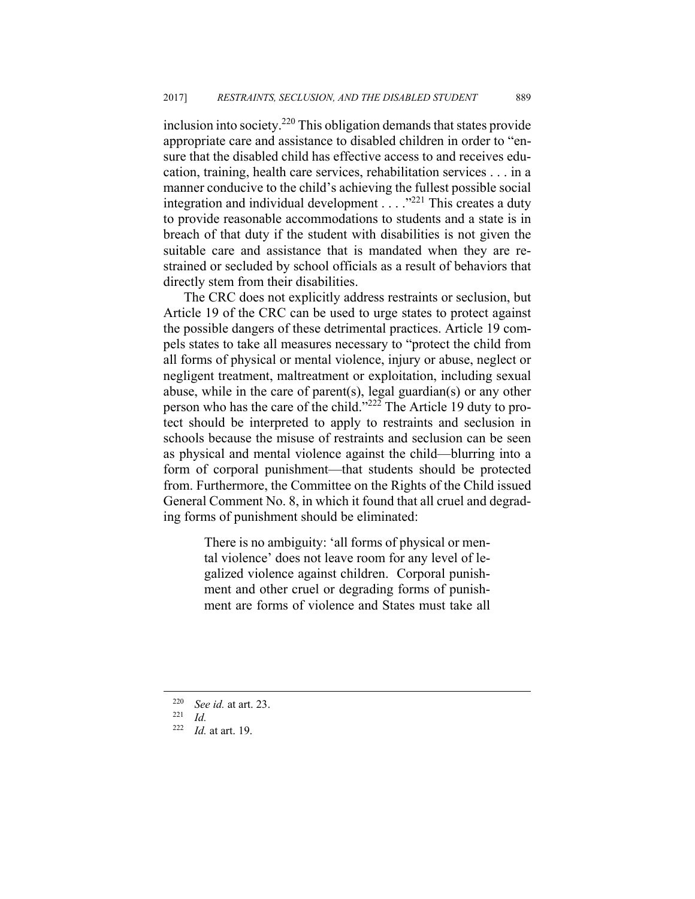inclusion into society.[220] This obligation demands that states provide appropriate care and assistance to disabled children in order to "ensure that the disabled child has effective access to and receives education, training, health care services, rehabilitation services . . . in a manner conducive to the child's achieving the fullest possible social integration and individual development . . . ."[221] This creates a duty to provide reasonable accommodations to students and a state is in breach of that duty if the student with disabilities is not given the suitable care and assistance that is mandated when they are restrained or secluded by school officials as a result of behaviors that directly stem from their disabilities.

The CRC does not explicitly address restraints or seclusion, but Article 19 of the CRC can be used to urge states to protect against the possible dangers of these detrimental practices. Article 19 compels states to take all measures necessary to "protect the child from all forms of physical or mental violence, injury or abuse, neglect or negligent treatment, maltreatment or exploitation, including sexual abuse, while in the care of parent(s), legal guardian(s) or any other person who has the care of the child."[222] The Article 19 duty to protect should be interpreted to apply to restraints and seclusion in schools because the misuse of restraints and seclusion can be seen as physical and mental violence against the child—blurring into a form of corporal punishment—that students should be protected from. Furthermore, the Committee on the Rights of the Child issued General Comment No. 8, in which it found that all cruel and degrading forms of punishment should be eliminated:

> There is no ambiguity: 'all forms of physical or mental violence' does not leave room for any level of legalized violence against children. Corporal punishment and other cruel or degrading forms of punishment are forms of violence and States must take all

---

[220] *See id.* at art. 23.

[221] *Id.*

[222] *Id.* at art. 19.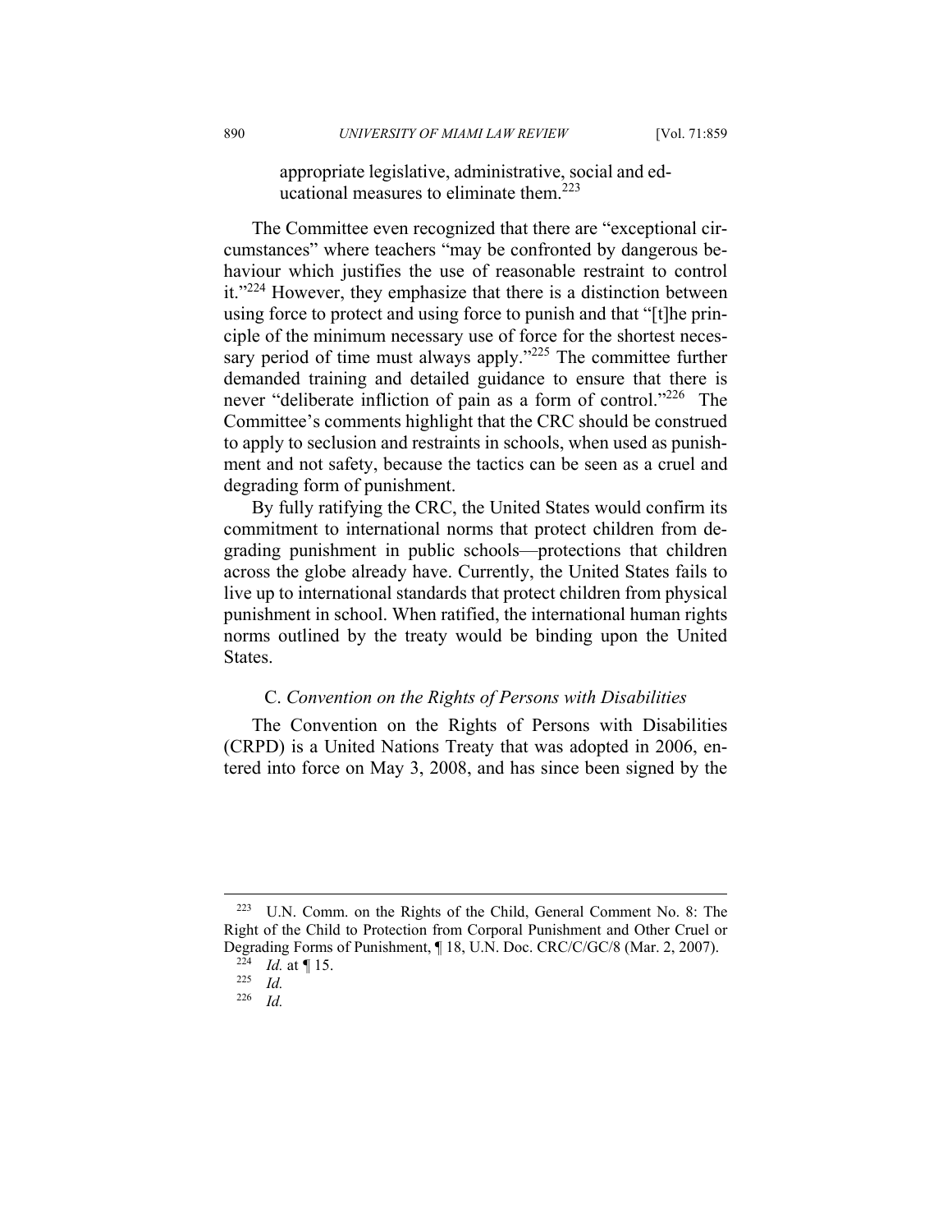> appropriate legislative, administrative, social and educational measures to eliminate them.[223]

The Committee even recognized that there are "exceptional circumstances" where teachers "may be confronted by dangerous behaviour which justifies the use of reasonable restraint to control it."[224] However, they emphasize that there is a distinction between using force to protect and using force to punish and that "[t]he principle of the minimum necessary use of force for the shortest necessary period of time must always apply."[225] The committee further demanded training and detailed guidance to ensure that there is never "deliberate infliction of pain as a form of control."[226] The Committee's comments highlight that the CRC should be construed to apply to seclusion and restraints in schools, when used as punishment and not safety, because the tactics can be seen as a cruel and degrading form of punishment.

By fully ratifying the CRC, the United States would confirm its commitment to international norms that protect children from degrading punishment in public schools—protections that children across the globe already have. Currently, the United States fails to live up to international standards that protect children from physical punishment in school. When ratified, the international human rights norms outlined by the treaty would be binding upon the United States.

### C. *Convention on the Rights of Persons with Disabilities*

The Convention on the Rights of Persons with Disabilities (CRPD) is a United Nations Treaty that was adopted in 2006, entered into force on May 3, 2008, and has since been signed by the

---

[223] U.N. Comm. on the Rights of the Child, General Comment No. 8: The Right of the Child to Protection from Corporal Punishment and Other Cruel or Degrading Forms of Punishment, ¶ 18, U.N. Doc. CRC/C/GC/8 (Mar. 2, 2007).

[224] *Id.* at ¶ 15.

[225] *Id.*

[226] *Id.*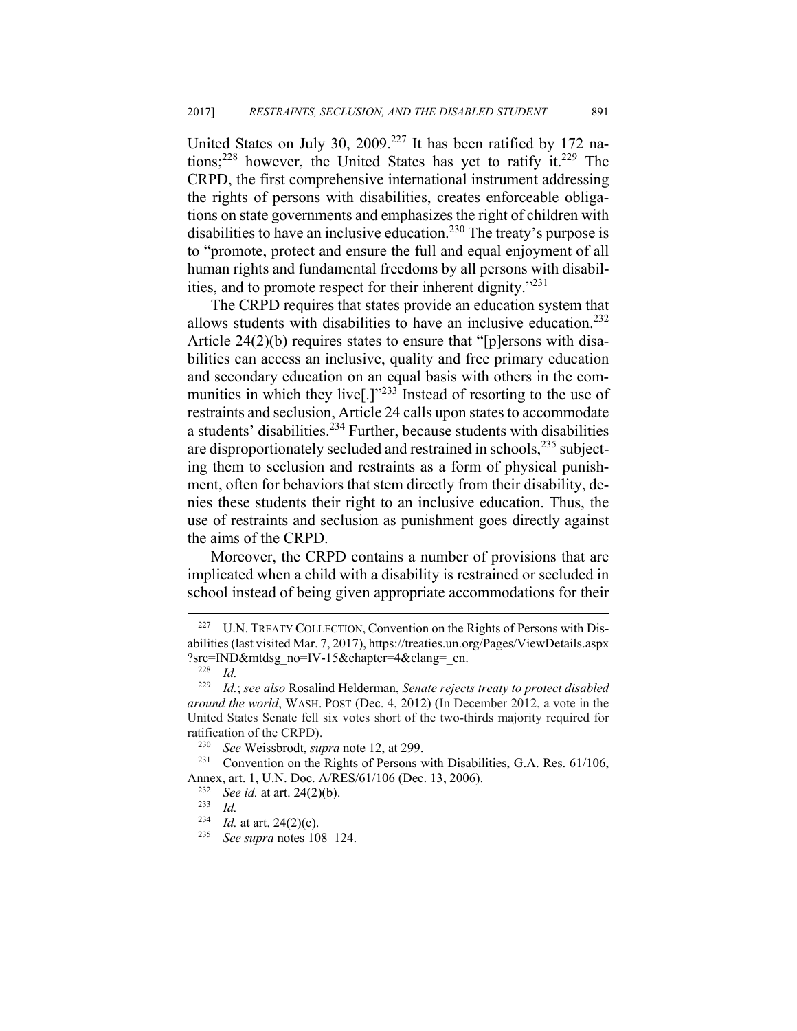United States on July 30, 2009.[227] It has been ratified by 172 nations;[228] however, the United States has yet to ratify it.[229] The CRPD, the first comprehensive international instrument addressing the rights of persons with disabilities, creates enforceable obligations on state governments and emphasizes the right of children with disabilities to have an inclusive education.[230] The treaty's purpose is to "promote, protect and ensure the full and equal enjoyment of all human rights and fundamental freedoms by all persons with disabilities, and to promote respect for their inherent dignity."[231]

The CRPD requires that states provide an education system that allows students with disabilities to have an inclusive education.[232] Article 24(2)(b) requires states to ensure that "[p]ersons with disabilities can access an inclusive, quality and free primary education and secondary education on an equal basis with others in the communities in which they live[.]"[233] Instead of resorting to the use of restraints and seclusion, Article 24 calls upon states to accommodate a students' disabilities.[234] Further, because students with disabilities are disproportionately secluded and restrained in schools,[235] subjecting them to seclusion and restraints as a form of physical punishment, often for behaviors that stem directly from their disability, denies these students their right to an inclusive education. Thus, the use of restraints and seclusion as punishment goes directly against the aims of the CRPD.

Moreover, the CRPD contains a number of provisions that are implicated when a child with a disability is restrained or secluded in school instead of being given appropriate accommodations for their

---

[227] U.N. TREATY COLLECTION, Convention on the Rights of Persons with Disabilities (last visited Mar. 7, 2017), https://treaties.un.org/Pages/ViewDetails.aspx?src=IND&mtdsg_no=IV-15&chapter=4&clang=_en.

[228] *Id.*

[229] *Id.*; *see also* Rosalind Helderman, *Senate rejects treaty to protect disabled around the world*, WASH. POST (Dec. 4, 2012) (In December 2012, a vote in the United States Senate fell six votes short of the two-thirds majority required for ratification of the CRPD).

[230] *See* Weissbrodt, *supra* note 12, at 299.

[231] Convention on the Rights of Persons with Disabilities, G.A. Res. 61/106, Annex, art. 1, U.N. Doc. A/RES/61/106 (Dec. 13, 2006).

[232] *See id.* at art. 24(2)(b).

[233] *Id.*

[234] *Id.* at art. 24(2)(c).

[235] *See supra* notes 108–124.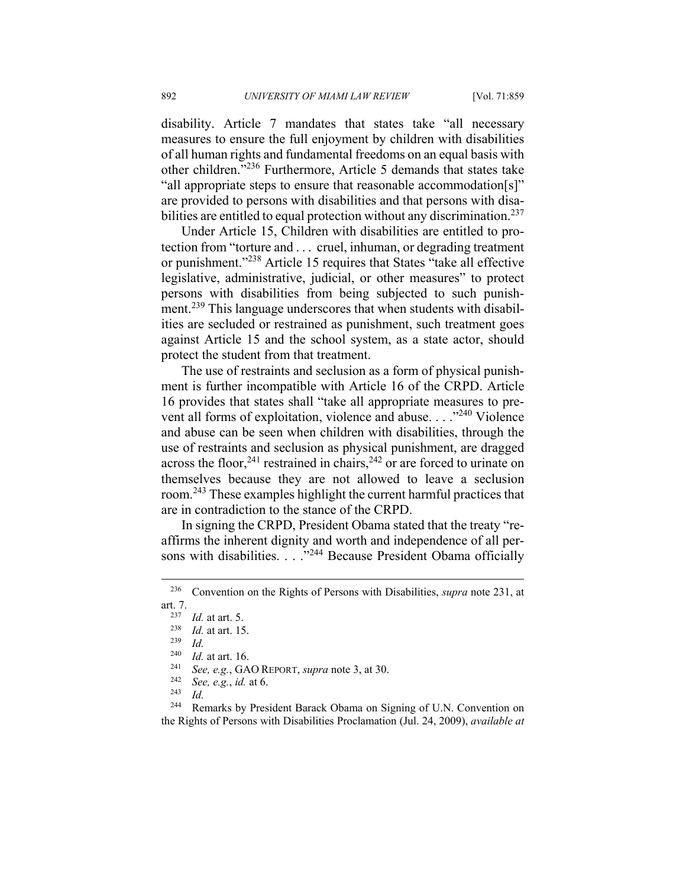disability. Article 7 mandates that states take "all necessary measures to ensure the full enjoyment by children with disabilities of all human rights and fundamental freedoms on an equal basis with other children."[236] Furthermore, Article 5 demands that states take "all appropriate steps to ensure that reasonable accommodation[s]" are provided to persons with disabilities and that persons with disabilities are entitled to equal protection without any discrimination.[237]

Under Article 15, Children with disabilities are entitled to protection from "torture and . . . cruel, inhuman, or degrading treatment or punishment."[238] Article 15 requires that States "take all effective legislative, administrative, judicial, or other measures" to protect persons with disabilities from being subjected to such punishment.[239] This language underscores that when students with disabilities are secluded or restrained as punishment, such treatment goes against Article 15 and the school system, as a state actor, should protect the student from that treatment.

The use of restraints and seclusion as a form of physical punishment is further incompatible with Article 16 of the CRPD. Article 16 provides that states shall "take all appropriate measures to prevent all forms of exploitation, violence and abuse. . . ."[240] Violence and abuse can be seen when children with disabilities, through the use of restraints and seclusion as physical punishment, are dragged across the floor,[241] restrained in chairs,[242] or are forced to urinate on themselves because they are not allowed to leave a seclusion room.[243] These examples highlight the current harmful practices that are in contradiction to the stance of the CRPD.

In signing the CRPD, President Obama stated that the treaty "reaffirms the inherent dignity and worth and independence of all persons with disabilities. . . ."[244] Because President Obama officially

---

[236] Convention on the Rights of Persons with Disabilities, *supra* note 231, at art. 7.

[237] *Id.* at art. 5.

[238] *Id.* at art. 15.

[239] *Id.*

[240] *Id.* at art. 16.

[241] *See, e.g.*, GAO REPORT, *supra* note 3, at 30.

[242] *See, e.g.*, *id.* at 6.

[243] *Id.*

[244] Remarks by President Barack Obama on Signing of U.N. Convention on the Rights of Persons with Disabilities Proclamation (Jul. 24, 2009), *available at*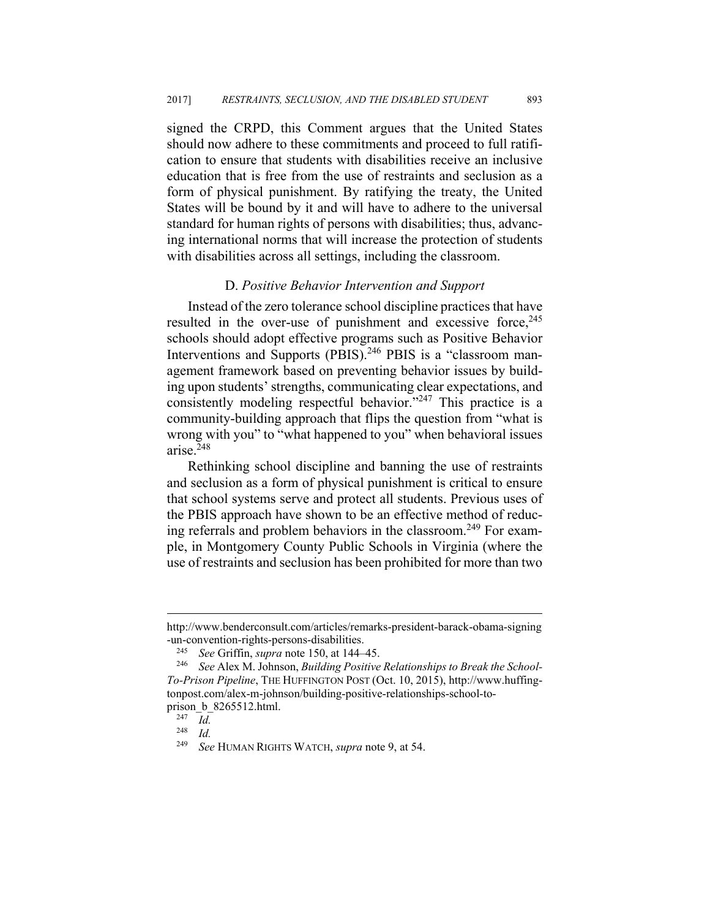signed the CRPD, this Comment argues that the United States should now adhere to these commitments and proceed to full ratification to ensure that students with disabilities receive an inclusive education that is free from the use of restraints and seclusion as a form of physical punishment. By ratifying the treaty, the United States will be bound by it and will have to adhere to the universal standard for human rights of persons with disabilities; thus, advancing international norms that will increase the protection of students with disabilities across all settings, including the classroom.

### D. *Positive Behavior Intervention and Support*

Instead of the zero tolerance school discipline practices that have resulted in the over-use of punishment and excessive force,[245] schools should adopt effective programs such as Positive Behavior Interventions and Supports (PBIS).[246] PBIS is a "classroom management framework based on preventing behavior issues by building upon students' strengths, communicating clear expectations, and consistently modeling respectful behavior."[247] This practice is a community-building approach that flips the question from "what is wrong with you" to "what happened to you" when behavioral issues arise.[248]

Rethinking school discipline and banning the use of restraints and seclusion as a form of physical punishment is critical to ensure that school systems serve and protect all students. Previous uses of the PBIS approach have shown to be an effective method of reducing referrals and problem behaviors in the classroom.[249] For example, in Montgomery County Public Schools in Virginia (where the use of restraints and seclusion has been prohibited for more than two

---

http://www.benderconsult.com/articles/remarks-president-barack-obama-signing-un-convention-rights-persons-disabilities.

[245] *See* Griffin, *supra* note 150, at 144–45.

[246] *See* Alex M. Johnson, *Building Positive Relationships to Break the School-To-Prison Pipeline*, THE HUFFINGTON POST (Oct. 10, 2015), http://www.huffingtonpost.com/alex-m-johnson/building-positive-relationships-school-to-prison_b_8265512.html.

[247] *Id.*

[248] *Id.*

[249] *See* HUMAN RIGHTS WATCH, *supra* note 9, at 54.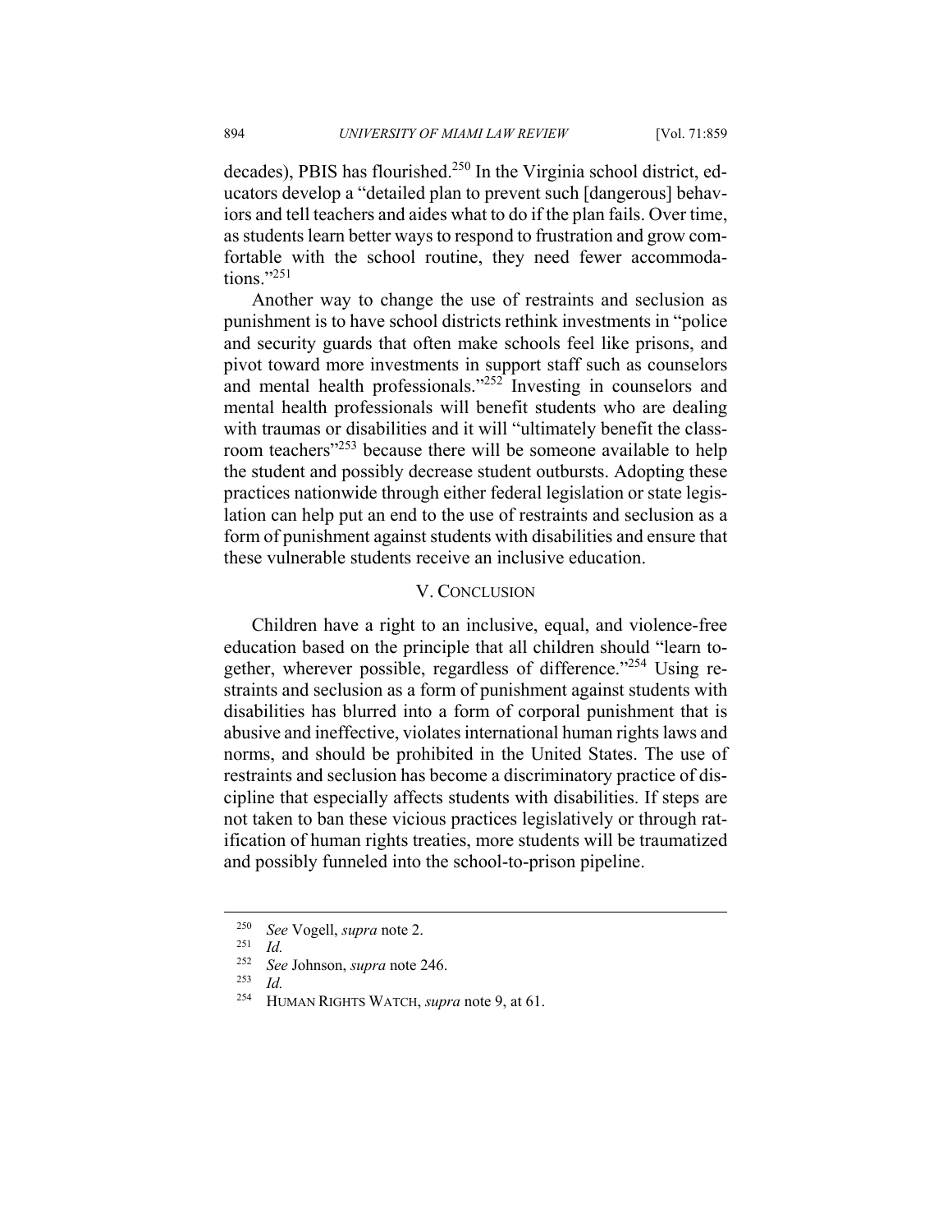decades), PBIS has flourished.[250] In the Virginia school district, educators develop a "detailed plan to prevent such [dangerous] behaviors and tell teachers and aides what to do if the plan fails. Over time, as students learn better ways to respond to frustration and grow comfortable with the school routine, they need fewer accommodations."[251]

Another way to change the use of restraints and seclusion as punishment is to have school districts rethink investments in "police and security guards that often make schools feel like prisons, and pivot toward more investments in support staff such as counselors and mental health professionals."[252] Investing in counselors and mental health professionals will benefit students who are dealing with traumas or disabilities and it will "ultimately benefit the classroom teachers"[253] because there will be someone available to help the student and possibly decrease student outbursts. Adopting these practices nationwide through either federal legislation or state legislation can help put an end to the use of restraints and seclusion as a form of punishment against students with disabilities and ensure that these vulnerable students receive an inclusive education.

## V. CONCLUSION

Children have a right to an inclusive, equal, and violence-free education based on the principle that all children should "learn together, wherever possible, regardless of difference."[254] Using restraints and seclusion as a form of punishment against students with disabilities has blurred into a form of corporal punishment that is abusive and ineffective, violates international human rights laws and norms, and should be prohibited in the United States. The use of restraints and seclusion has become a discriminatory practice of discipline that especially affects students with disabilities. If steps are not taken to ban these vicious practices legislatively or through ratification of human rights treaties, more students will be traumatized and possibly funneled into the school-to-prison pipeline.

---

[250] *See* Vogell, *supra* note 2.

[251] *Id.*

[252] *See* Johnson, *supra* note 246.

[253] *Id.*

[254] HUMAN RIGHTS WATCH, *supra* note 9, at 61.